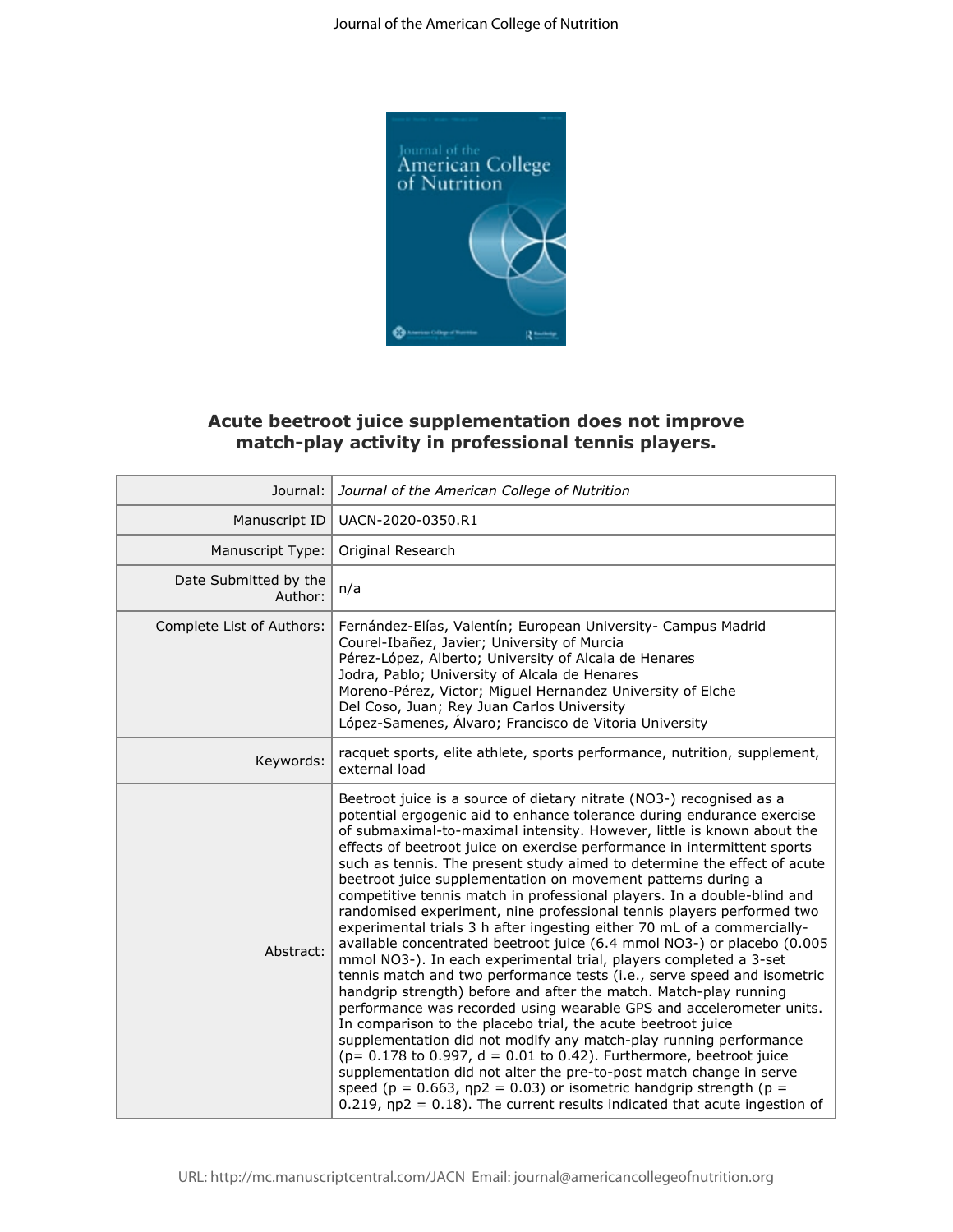Journal of the American College of Nutrition

# Acute beetroot juice supplementation does not improve match-play activity in professional tennis players.

| | |
|---|---|
| Journal: | *Journal of the American College of Nutrition* |
| Manuscript ID | UACN-2020-0350.R1 |
| Manuscript Type: | Original Research |
| Date Submitted by the Author: | n/a |
| Complete List of Authors: | Fernández-Elías, Valentín; European University- Campus Madrid<br>Courel-Ibañez, Javier; University of Murcia<br>Pérez-López, Alberto; University of Alcala de Henares<br>Jodra, Pablo; University of Alcala de Henares<br>Moreno-Pérez, Victor; Miguel Hernandez University of Elche<br>Del Coso, Juan; Rey Juan Carlos University<br>López-Samenes, Álvaro; Francisco de Vitoria University |
| Keywords: | racquet sports, elite athlete, sports performance, nutrition, supplement, external load |
| Abstract: | Beetroot juice is a source of dietary nitrate ($NO_3^-$) recognised as a potential ergogenic aid to enhance tolerance during endurance exercise of submaximal-to-maximal intensity. However, little is known about the effects of beetroot juice on exercise performance in intermittent sports such as tennis. The present study aimed to determine the effect of acute beetroot juice supplementation on movement patterns during a competitive tennis match in professional players. In a double-blind and randomised experiment, nine professional tennis players performed two experimental trials 3 h after ingesting either 70 mL of a commercially-available concentrated beetroot juice (6.4 mmol $NO_3^-$) or placebo (0.005 mmol $NO_3^-$). In each experimental trial, players completed a 3-set tennis match and two performance tests (i.e., serve speed and isometric handgrip strength) before and after the match. Match-play running performance was recorded using wearable GPS and accelerometer units. In comparison to the placebo trial, the acute beetroot juice supplementation did not modify any match-play running performance ($p$= 0.178 to 0.997, $d$ = 0.01 to 0.42). Furthermore, beetroot juice supplementation did not alter the pre-to-post match change in serve speed ($p$ = 0.663, $\eta p^2$ = 0.03) or isometric handgrip strength ($p$ = 0.219, $\eta p^2$ = 0.18). The current results indicated that acute ingestion of |

URL: http://mc.manuscriptcentral.com/JACN Email: journal@americancollegeofnutrition.org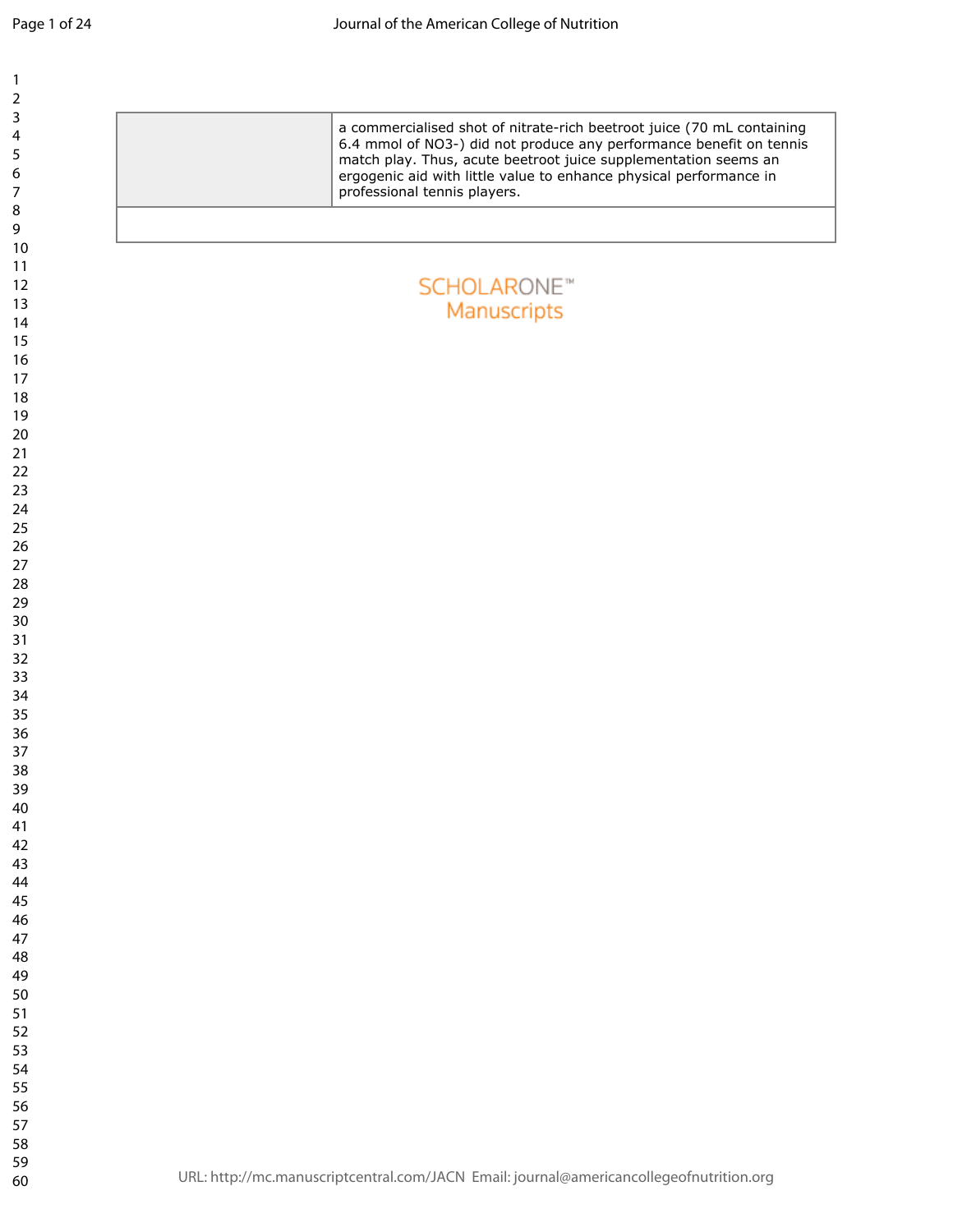| | |
|---|---|
| | a commercialised shot of nitrate-rich beetroot juice (70 mL containing 6.4 mmol of $NO_3^-$) did not produce any performance benefit on tennis match play. Thus, acute beetroot juice supplementation seems an ergogenic aid with little value to enhance physical performance in professional tennis players. |
| | |

SCHOLARONE™
Manuscripts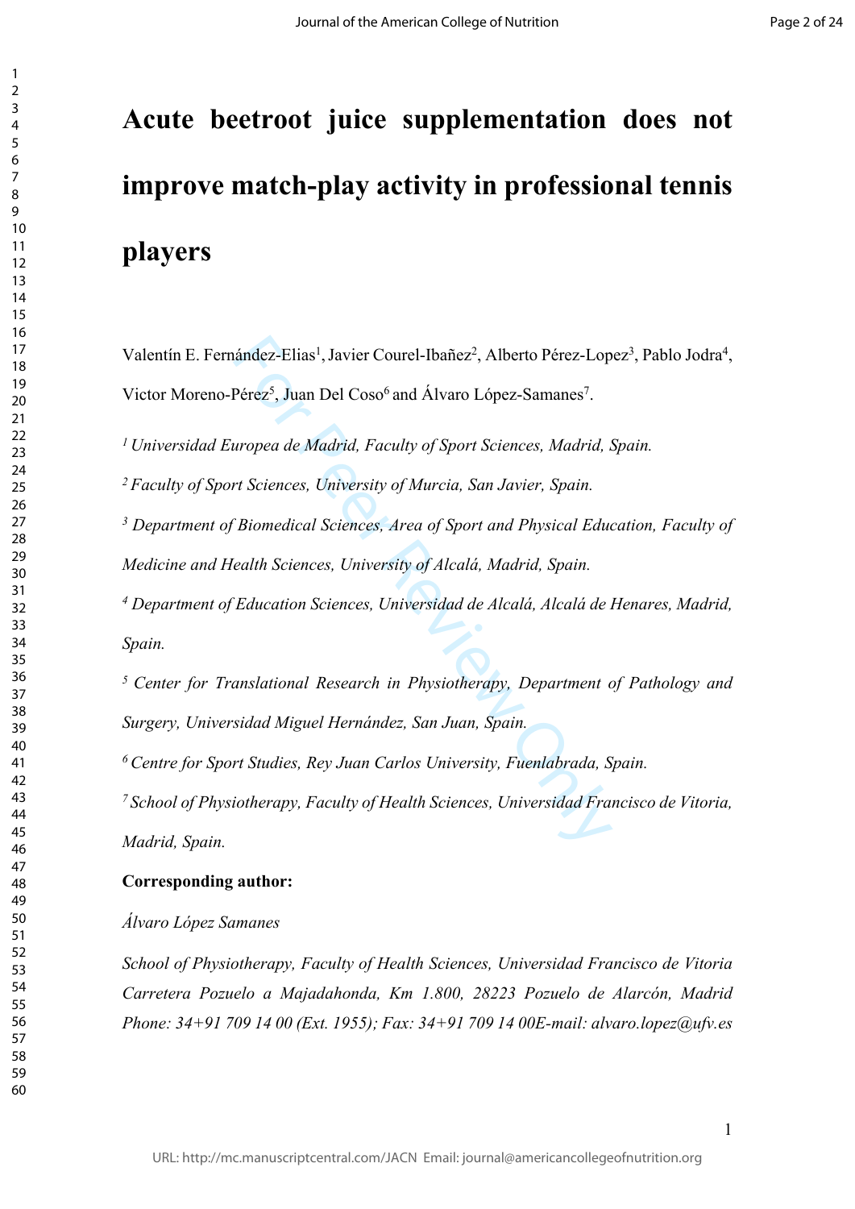# Acute beetroot juice supplementation does not improve match-play activity in professional tennis players

Valentín E. Fernández-Elias[1], Javier Courel-Ibañez[2], Alberto Pérez-Lopez[3], Pablo Jodra[4], Victor Moreno-Pérez[5], Juan Del Coso[6] and Álvaro López-Samanes[7].

[1] *Universidad Europea de Madrid, Faculty of Sport Sciences, Madrid, Spain.*

[2] *Faculty of Sport Sciences, University of Murcia, San Javier, Spain.*

[3] *Department of Biomedical Sciences, Area of Sport and Physical Education, Faculty of Medicine and Health Sciences, University of Alcalá, Madrid, Spain.*

[4] *Department of Education Sciences, Universidad de Alcalá, Alcalá de Henares, Madrid, Spain.*

[5] *Center for Translational Research in Physiotherapy, Department of Pathology and Surgery, Universidad Miguel Hernández, San Juan, Spain.*

[6] *Centre for Sport Studies, Rey Juan Carlos University, Fuenlabrada, Spain.*

[7] *School of Physiotherapy, Faculty of Health Sciences, Universidad Francisco de Vitoria, Madrid, Spain.*

**Corresponding author:**

*Álvaro López Samanes*

*School of Physiotherapy, Faculty of Health Sciences, Universidad Francisco de Vitoria Carretera Pozuelo a Majadahonda, Km 1.800, 28223 Pozuelo de Alarcón, Madrid Phone: 34+91 709 14 00 (Ext. 1955); Fax: 34+91 709 14 00E-mail: alvaro.lopez@ufv.es*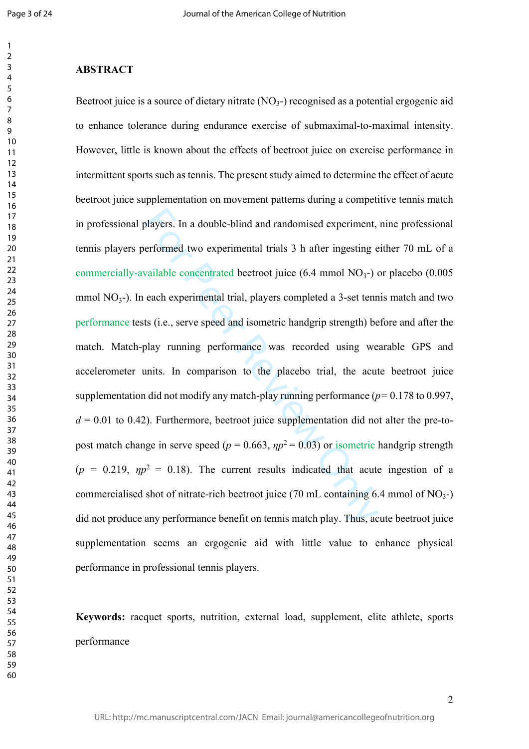## ABSTRACT

Beetroot juice is a source of dietary nitrate ($NO_3$-) recognised as a potential ergogenic aid to enhance tolerance during endurance exercise of submaximal-to-maximal intensity. However, little is known about the effects of beetroot juice on exercise performance in intermittent sports such as tennis. The present study aimed to determine the effect of acute beetroot juice supplementation on movement patterns during a competitive tennis match in professional players. In a double-blind and randomised experiment, nine professional tennis players performed two experimental trials 3 h after ingesting either 70 mL of a commercially-available concentrated beetroot juice (6.4 mmol $NO_3$-) or placebo (0.005 mmol $NO_3$-). In each experimental trial, players completed a 3-set tennis match and two performance tests (i.e., serve speed and isometric handgrip strength) before and after the match. Match-play running performance was recorded using wearable GPS and accelerometer units. In comparison to the placebo trial, the acute beetroot juice supplementation did not modify any match-play running performance ($p$= 0.178 to 0.997, $d$ = 0.01 to 0.42). Furthermore, beetroot juice supplementation did not alter the pre-to-post match change in serve speed ($p = 0.663$, $\eta p^2 = 0.03$) or isometric handgrip strength ($p = 0.219$, $\eta p^2 = 0.18$). The current results indicated that acute ingestion of a commercialised shot of nitrate-rich beetroot juice (70 mL containing 6.4 mmol of $NO_3$-) did not produce any performance benefit on tennis match play. Thus, acute beetroot juice supplementation seems an ergogenic aid with little value to enhance physical performance in professional tennis players.

**Keywords:** racquet sports, nutrition, external load, supplement, elite athlete, sports performance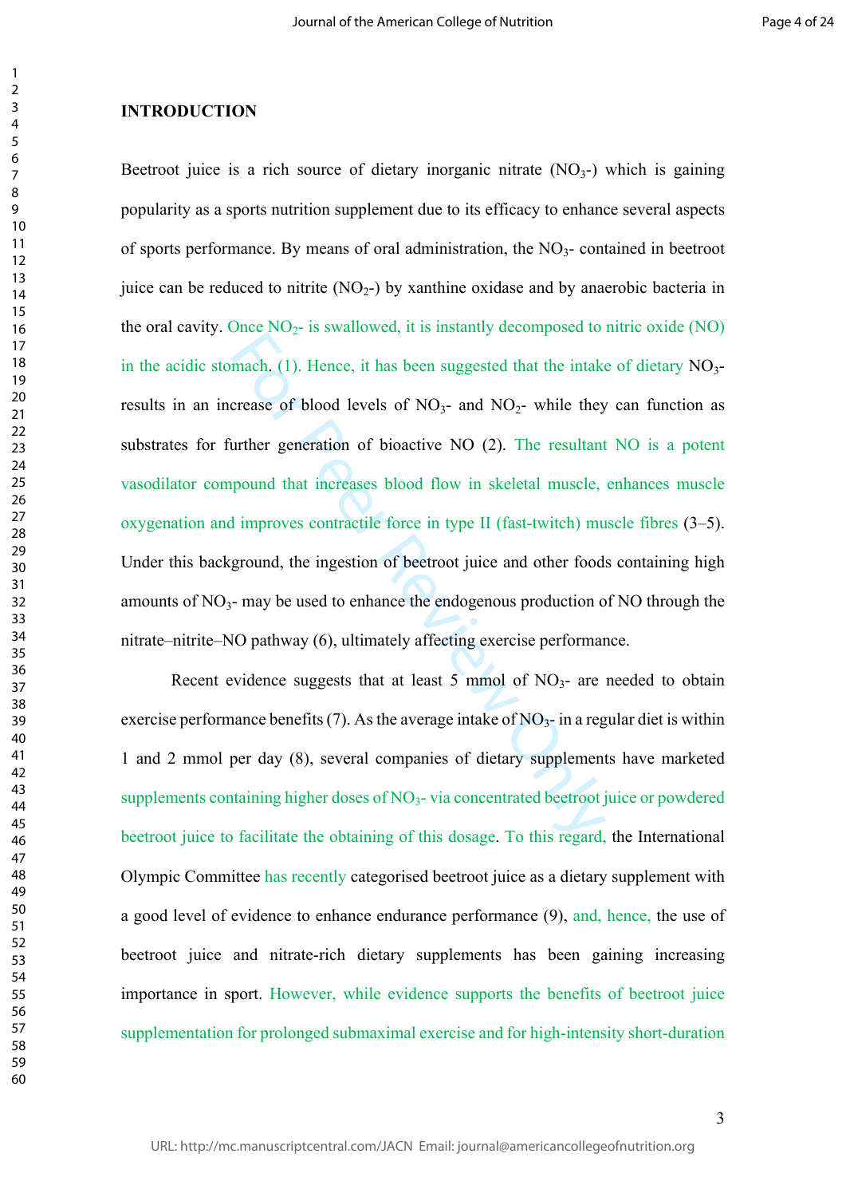## INTRODUCTION

Beetroot juice is a rich source of dietary inorganic nitrate ($NO_3$-) which is gaining popularity as a sports nutrition supplement due to its efficacy to enhance several aspects of sports performance. By means of oral administration, the $NO_3$- contained in beetroot juice can be reduced to nitrite ($NO_2$-) by xanthine oxidase and by anaerobic bacteria in the oral cavity. Once $NO_2$- is swallowed, it is instantly decomposed to nitric oxide (NO) in the acidic stomach. (1). Hence, it has been suggested that the intake of dietary $NO_3$- results in an increase of blood levels of $NO_3$- and $NO_2$- while they can function as substrates for further generation of bioactive NO (2). The resultant NO is a potent vasodilator compound that increases blood flow in skeletal muscle, enhances muscle oxygenation and improves contractile force in type II (fast-twitch) muscle fibres (3–5). Under this background, the ingestion of beetroot juice and other foods containing high amounts of $NO_3$- may be used to enhance the endogenous production of NO through the nitrate–nitrite–NO pathway (6), ultimately affecting exercise performance.

Recent evidence suggests that at least 5 mmol of $NO_3$- are needed to obtain exercise performance benefits (7). As the average intake of $NO_3$- in a regular diet is within 1 and 2 mmol per day (8), several companies of dietary supplements have marketed supplements containing higher doses of $NO_3$- via concentrated beetroot juice or powdered beetroot juice to facilitate the obtaining of this dosage. To this regard, the International Olympic Committee has recently categorised beetroot juice as a dietary supplement with a good level of evidence to enhance endurance performance (9), and, hence, the use of beetroot juice and nitrate-rich dietary supplements has been gaining increasing importance in sport. However, while evidence supports the benefits of beetroot juice supplementation for prolonged submaximal exercise and for high-intensity short-duration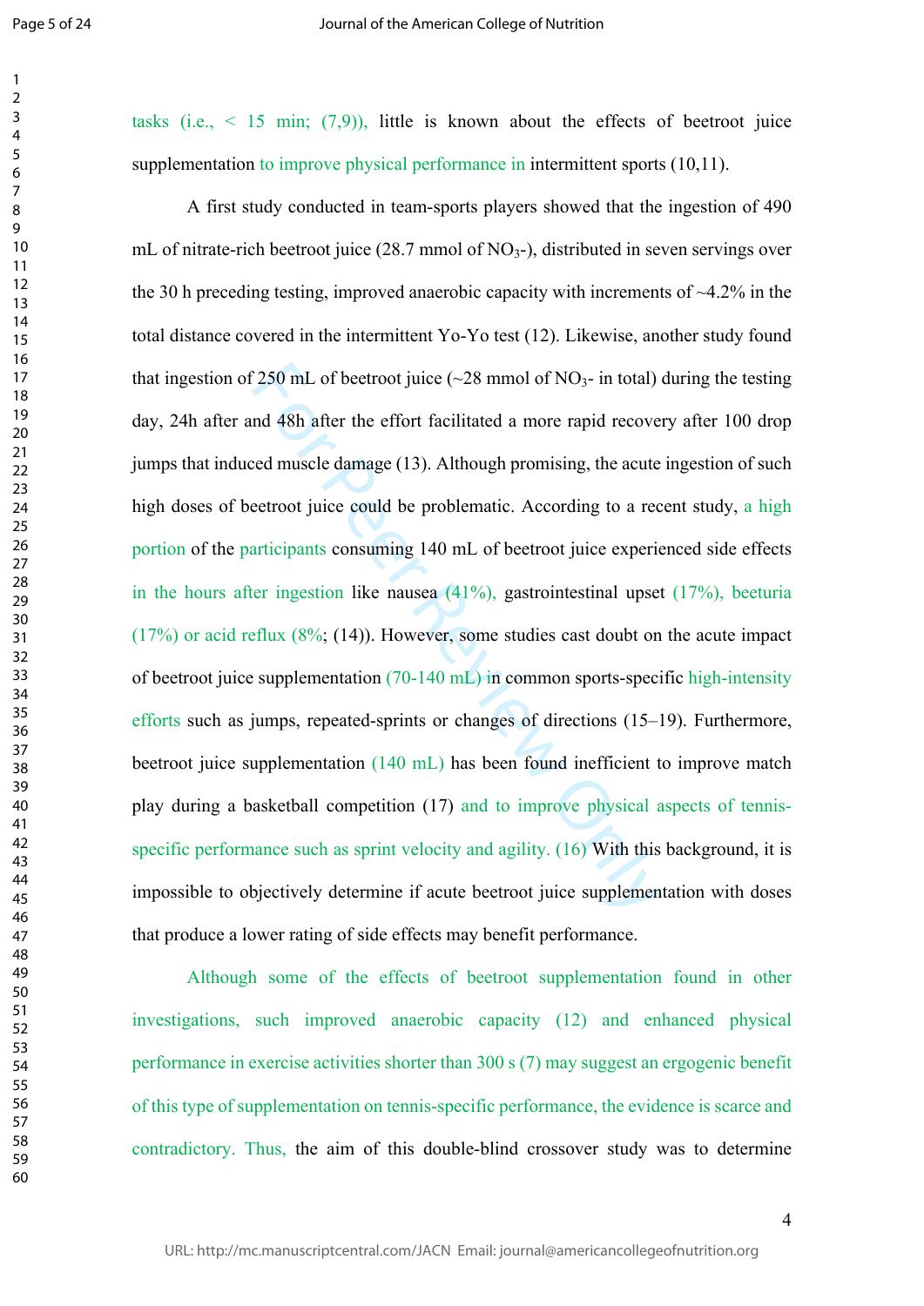tasks (i.e., < 15 min; (7,9)), little is known about the effects of beetroot juice supplementation to improve physical performance in intermittent sports (10,11).

A first study conducted in team-sports players showed that the ingestion of 490 mL of nitrate-rich beetroot juice (28.7 mmol of $NO_3$-), distributed in seven servings over the 30 h preceding testing, improved anaerobic capacity with increments of ~4.2% in the total distance covered in the intermittent Yo-Yo test (12). Likewise, another study found that ingestion of 250 mL of beetroot juice (~28 mmol of $NO_3$- in total) during the testing day, 24h after and 48h after the effort facilitated a more rapid recovery after 100 drop jumps that induced muscle damage (13). Although promising, the acute ingestion of such high doses of beetroot juice could be problematic. According to a recent study, a high portion of the participants consuming 140 mL of beetroot juice experienced side effects in the hours after ingestion like nausea (41%), gastrointestinal upset (17%), beeturia (17%) or acid reflux (8%; (14)). However, some studies cast doubt on the acute impact of beetroot juice supplementation (70-140 mL) in common sports-specific high-intensity efforts such as jumps, repeated-sprints or changes of directions (15–19). Furthermore, beetroot juice supplementation (140 mL) has been found inefficient to improve match play during a basketball competition (17) and to improve physical aspects of tennis-specific performance such as sprint velocity and agility. (16) With this background, it is impossible to objectively determine if acute beetroot juice supplementation with doses that produce a lower rating of side effects may benefit performance.

Although some of the effects of beetroot supplementation found in other investigations, such improved anaerobic capacity (12) and enhanced physical performance in exercise activities shorter than 300 s (7) may suggest an ergogenic benefit of this type of supplementation on tennis-specific performance, the evidence is scarce and contradictory. Thus, the aim of this double-blind crossover study was to determine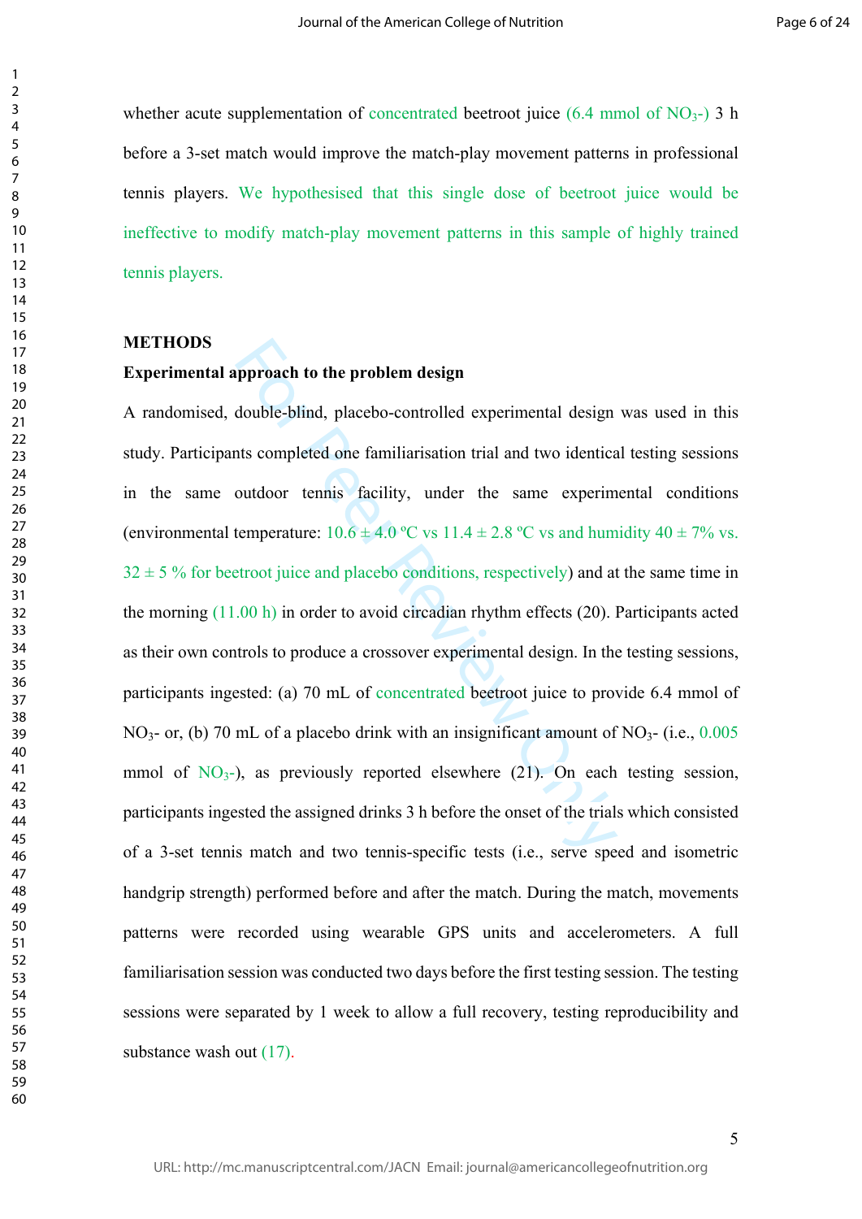whether acute supplementation of concentrated beetroot juice (6.4 mmol of $NO_3$-) 3 h before a 3-set match would improve the match-play movement patterns in professional tennis players. We hypothesised that this single dose of beetroot juice would be ineffective to modify match-play movement patterns in this sample of highly trained tennis players.

## METHODS

### Experimental approach to the problem design

A randomised, double-blind, placebo-controlled experimental design was used in this study. Participants completed one familiarisation trial and two identical testing sessions in the same outdoor tennis facility, under the same experimental conditions (environmental temperature: 10.6 ± 4.0 ºC vs 11.4 ± 2.8 ºC vs and humidity 40 ± 7% vs. 32 ± 5 % for beetroot juice and placebo conditions, respectively) and at the same time in the morning (11.00 h) in order to avoid circadian rhythm effects (20). Participants acted as their own controls to produce a crossover experimental design. In the testing sessions, participants ingested: (a) 70 mL of concentrated beetroot juice to provide 6.4 mmol of $NO_3$- or, (b) 70 mL of a placebo drink with an insignificant amount of $NO_3$- (i.e., 0.005 mmol of $NO_3$-), as previously reported elsewhere (21). On each testing session, participants ingested the assigned drinks 3 h before the onset of the trials which consisted of a 3-set tennis match and two tennis-specific tests (i.e., serve speed and isometric handgrip strength) performed before and after the match. During the match, movements patterns were recorded using wearable GPS units and accelerometers. A full familiarisation session was conducted two days before the first testing session. The testing sessions were separated by 1 week to allow a full recovery, testing reproducibility and substance wash out (17).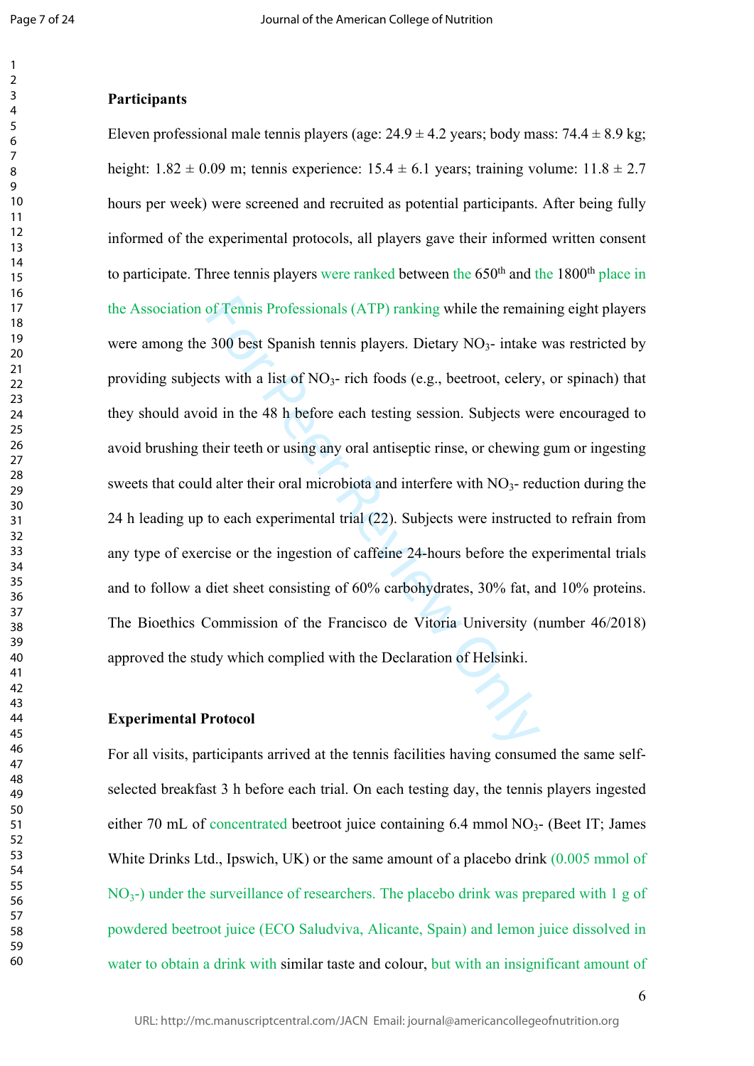**Participants**

Eleven professional male tennis players (age: 24.9 ± 4.2 years; body mass: 74.4 ± 8.9 kg; height: 1.82 ± 0.09 m; tennis experience: 15.4 ± 6.1 years; training volume: 11.8 ± 2.7 hours per week) were screened and recruited as potential participants. After being fully informed of the experimental protocols, all players gave their informed written consent to participate. Three tennis players were ranked between the 650th and the 1800th place in the Association of Tennis Professionals (ATP) ranking while the remaining eight players were among the 300 best Spanish tennis players. Dietary $NO_3$- intake was restricted by providing subjects with a list of $NO_3$- rich foods (e.g., beetroot, celery, or spinach) that they should avoid in the 48 h before each testing session. Subjects were encouraged to avoid brushing their teeth or using any oral antiseptic rinse, or chewing gum or ingesting sweets that could alter their oral microbiota and interfere with $NO_3$- reduction during the 24 h leading up to each experimental trial (22). Subjects were instructed to refrain from any type of exercise or the ingestion of caffeine 24-hours before the experimental trials and to follow a diet sheet consisting of 60% carbohydrates, 30% fat, and 10% proteins. The Bioethics Commission of the Francisco de Vitoria University (number 46/2018) approved the study which complied with the Declaration of Helsinki.

**Experimental Protocol**

For all visits, participants arrived at the tennis facilities having consumed the same self-selected breakfast 3 h before each trial. On each testing day, the tennis players ingested either 70 mL of concentrated beetroot juice containing 6.4 mmol $NO_3$- (Beet IT; James White Drinks Ltd., Ipswich, UK) or the same amount of a placebo drink (0.005 mmol of $NO_3$-) under the surveillance of researchers. The placebo drink was prepared with 1 g of powdered beetroot juice (ECO Saludviva, Alicante, Spain) and lemon juice dissolved in water to obtain a drink with similar taste and colour, but with an insignificant amount of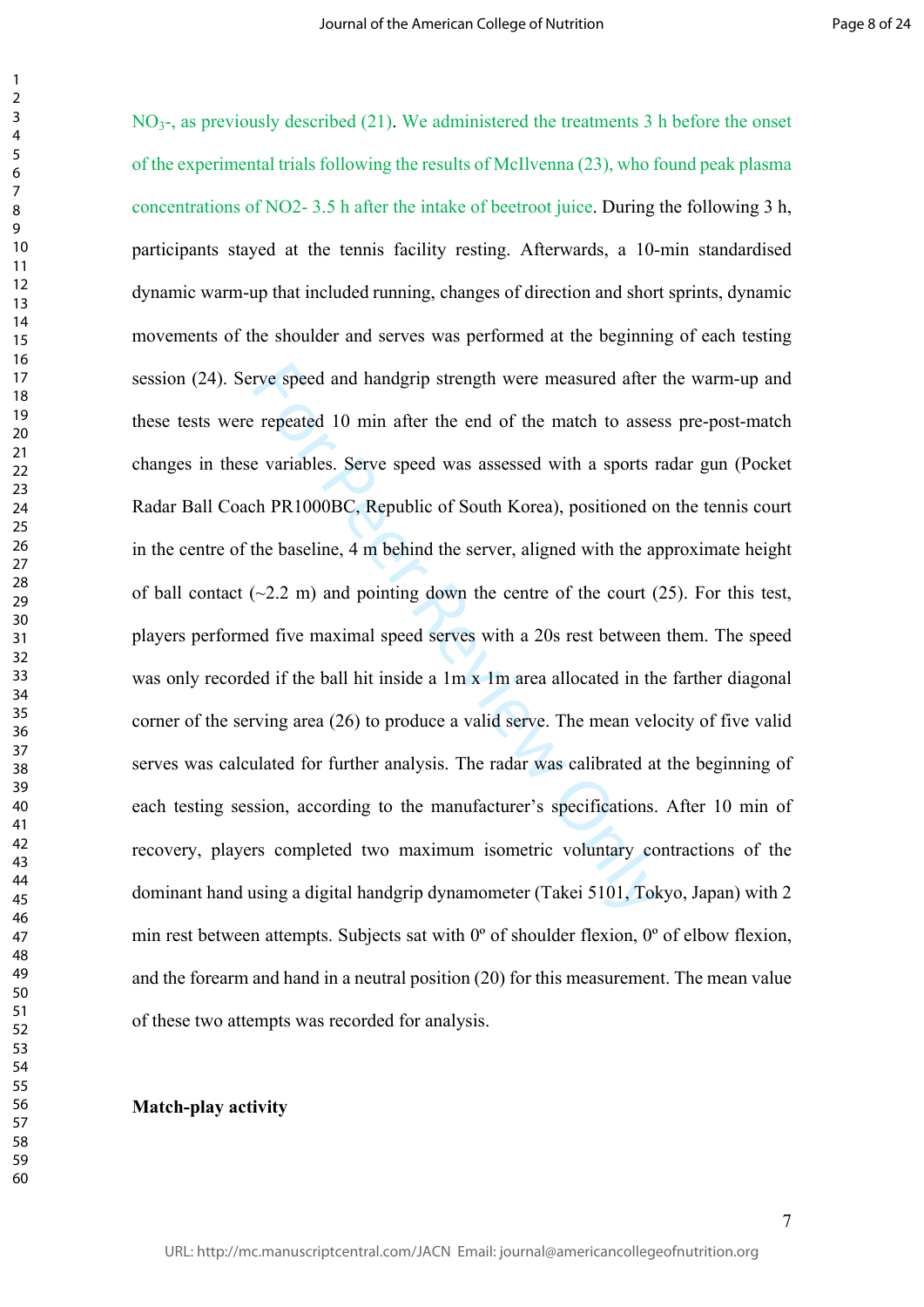$NO_3$-, as previously described (21). We administered the treatments 3 h before the onset of the experimental trials following the results of McIlvenna (23), who found peak plasma concentrations of NO2- 3.5 h after the intake of beetroot juice. During the following 3 h, participants stayed at the tennis facility resting. Afterwards, a 10-min standardised dynamic warm-up that included running, changes of direction and short sprints, dynamic movements of the shoulder and serves was performed at the beginning of each testing session (24). Serve speed and handgrip strength were measured after the warm-up and these tests were repeated 10 min after the end of the match to assess pre-post-match changes in these variables. Serve speed was assessed with a sports radar gun (Pocket Radar Ball Coach PR1000BC, Republic of South Korea), positioned on the tennis court in the centre of the baseline, 4 m behind the server, aligned with the approximate height of ball contact (~2.2 m) and pointing down the centre of the court (25). For this test, players performed five maximal speed serves with a 20s rest between them. The speed was only recorded if the ball hit inside a 1m x 1m area allocated in the farther diagonal corner of the serving area (26) to produce a valid serve. The mean velocity of five valid serves was calculated for further analysis. The radar was calibrated at the beginning of each testing session, according to the manufacturer's specifications. After 10 min of recovery, players completed two maximum isometric voluntary contractions of the dominant hand using a digital handgrip dynamometer (Takei 5101, Tokyo, Japan) with 2 min rest between attempts. Subjects sat with 0º of shoulder flexion, 0º of elbow flexion, and the forearm and hand in a neutral position (20) for this measurement. The mean value of these two attempts was recorded for analysis.

**Match-play activity**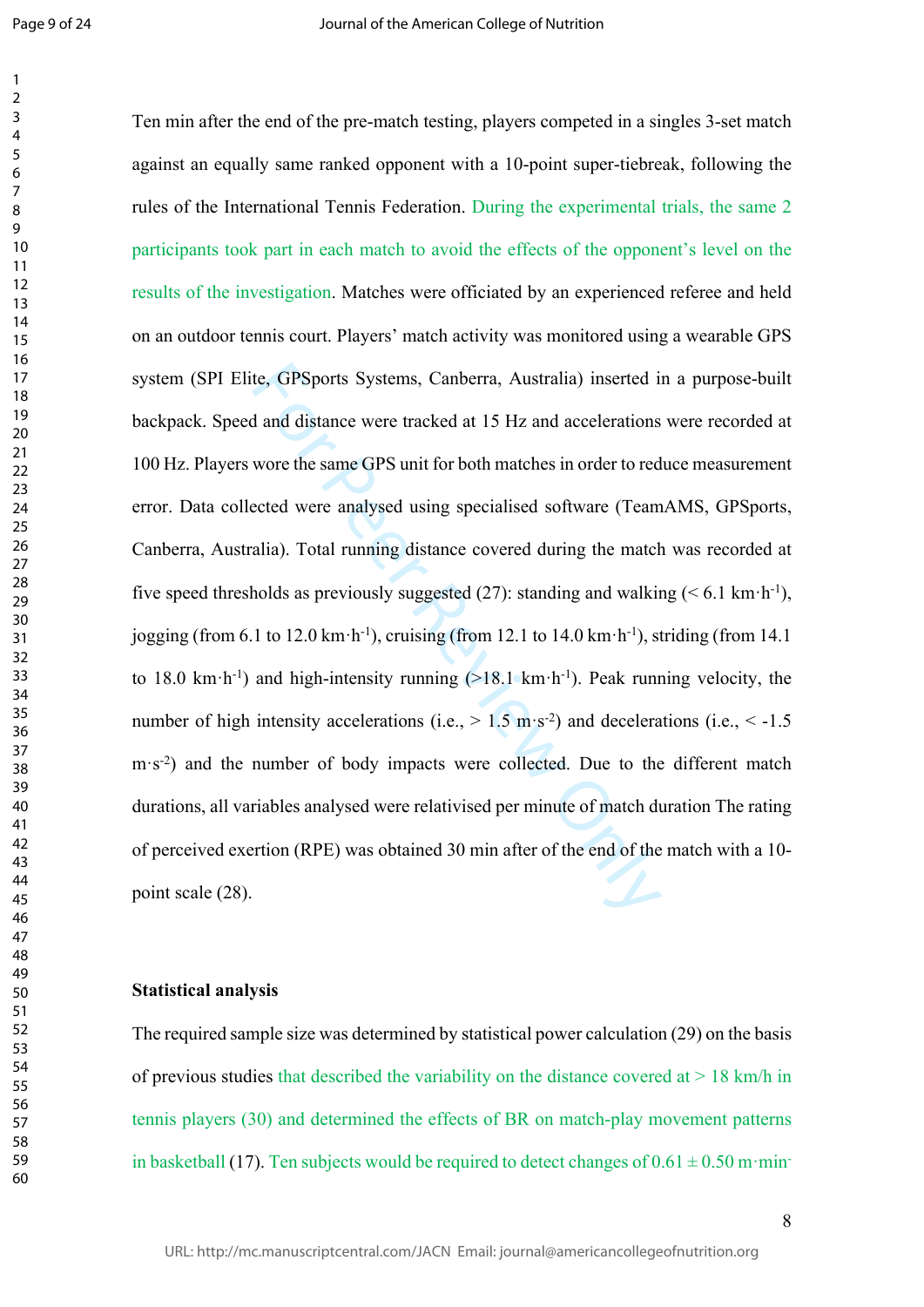Ten min after the end of the pre-match testing, players competed in a singles 3-set match against an equally same ranked opponent with a 10-point super-tiebreak, following the rules of the International Tennis Federation. During the experimental trials, the same 2 participants took part in each match to avoid the effects of the opponent's level on the results of the investigation. Matches were officiated by an experienced referee and held on an outdoor tennis court. Players' match activity was monitored using a wearable GPS system (SPI Elite, GPSports Systems, Canberra, Australia) inserted in a purpose-built backpack. Speed and distance were tracked at 15 Hz and accelerations were recorded at 100 Hz. Players wore the same GPS unit for both matches in order to reduce measurement error. Data collected were analysed using specialised software (TeamAMS, GPSports, Canberra, Australia). Total running distance covered during the match was recorded at five speed thresholds as previously suggested (27): standing and walking ($< 6.1$ km·h$^{-1}$), jogging (from 6.1 to 12.0 km·h$^{-1}$), cruising (from 12.1 to 14.0 km·h$^{-1}$), striding (from 14.1 to 18.0 km·h$^{-1}$) and high-intensity running ($>18.1$ km·h$^{-1}$). Peak running velocity, the number of high intensity accelerations (i.e., $> 1.5$ m·s$^{-2}$) and decelerations (i.e., $< -1.5$ m·s$^{-2}$) and the number of body impacts were collected. Due to the different match durations, all variables analysed were relativised per minute of match duration The rating of perceived exertion (RPE) was obtained 30 min after of the end of the match with a 10-point scale (28).

### Statistical analysis

The required sample size was determined by statistical power calculation (29) on the basis of previous studies that described the variability on the distance covered at $> 18$ km/h in tennis players (30) and determined the effects of BR on match-play movement patterns in basketball (17). Ten subjects would be required to detect changes of $0.61 \pm 0.50$ m·min-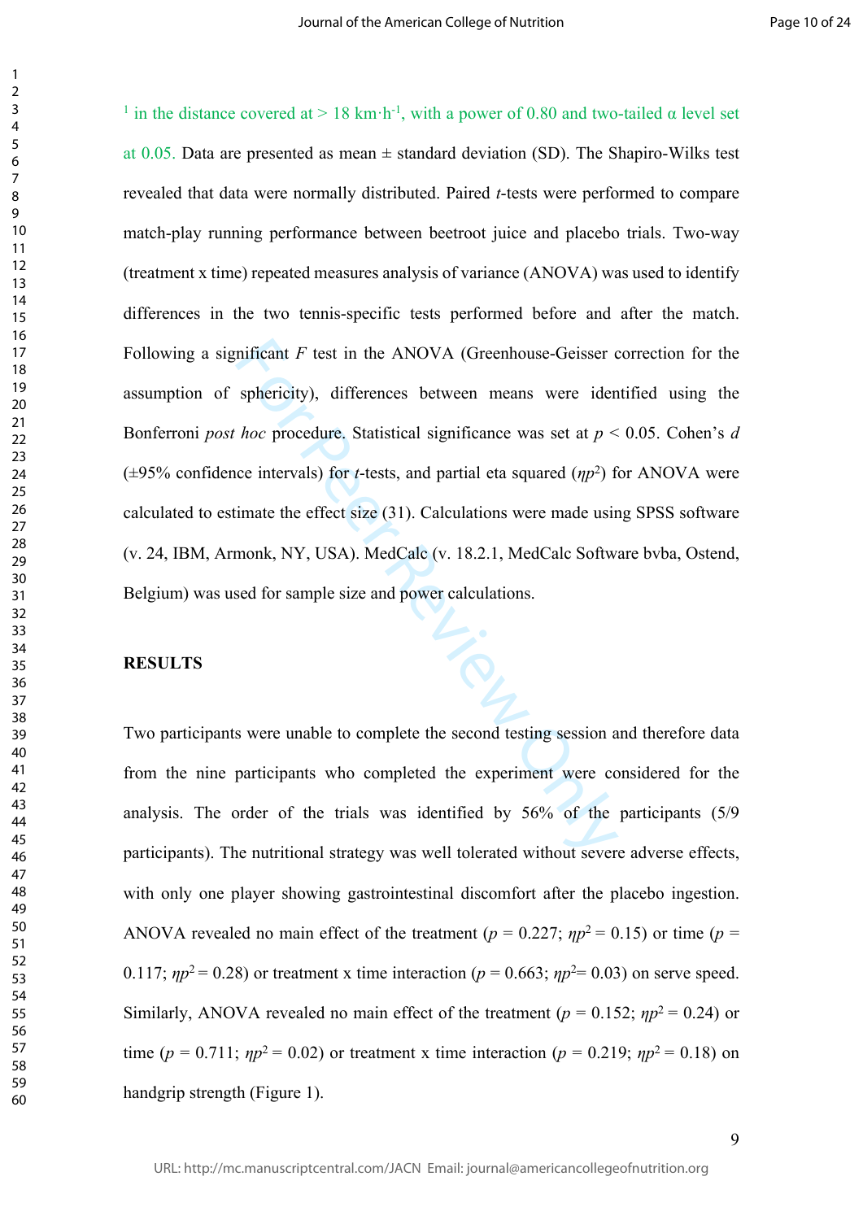$^{1}$ in the distance covered at > 18 km·h$^{-1}$, with a power of 0.80 and two-tailed α level set at 0.05. Data are presented as mean ± standard deviation (SD). The Shapiro-Wilks test revealed that data were normally distributed. Paired *t*-tests were performed to compare match-play running performance between beetroot juice and placebo trials. Two-way (treatment x time) repeated measures analysis of variance (ANOVA) was used to identify differences in the two tennis-specific tests performed before and after the match. Following a significant *F* test in the ANOVA (Greenhouse-Geisser correction for the assumption of sphericity), differences between means were identified using the Bonferroni *post hoc* procedure. Statistical significance was set at $p < 0.05$. Cohen's *d* (±95% confidence intervals) for *t*-tests, and partial eta squared ($\eta p^2$) for ANOVA were calculated to estimate the effect size (31). Calculations were made using SPSS software (v. 24, IBM, Armonk, NY, USA). MedCalc (v. 18.2.1, MedCalc Software bvba, Ostend, Belgium) was used for sample size and power calculations.

## RESULTS

Two participants were unable to complete the second testing session and therefore data from the nine participants who completed the experiment were considered for the analysis. The order of the trials was identified by 56% of the participants (5/9 participants). The nutritional strategy was well tolerated without severe adverse effects, with only one player showing gastrointestinal discomfort after the placebo ingestion. ANOVA revealed no main effect of the treatment ($p = 0.227$; $\eta p^2 = 0.15$) or time ($p = 0.117$; $\eta p^2 = 0.28$) or treatment x time interaction ($p = 0.663$; $\eta p^2 = 0.03$) on serve speed. Similarly, ANOVA revealed no main effect of the treatment ($p = 0.152$; $\eta p^2 = 0.24$) or time ($p = 0.711$; $\eta p^2 = 0.02$) or treatment x time interaction ($p = 0.219$; $\eta p^2 = 0.18$) on handgrip strength (Figure 1).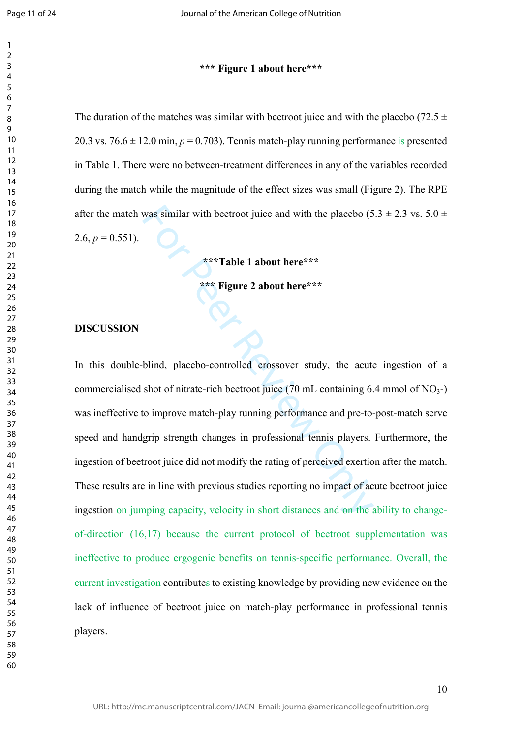*** **Figure 1 about here*****

The duration of the matches was similar with beetroot juice and with the placebo (72.5 ± 20.3 vs. 76.6 ± 12.0 min, $p = 0.703$). Tennis match-play running performance is presented in Table 1. There were no between-treatment differences in any of the variables recorded during the match while the magnitude of the effect sizes was small (Figure 2). The RPE after the match was similar with beetroot juice and with the placebo (5.3 ± 2.3 vs. 5.0 ± 2.6, $p = 0.551$).

*****Table 1 about here*****

*** **Figure 2 about here*****

## DISCUSSION

In this double-blind, placebo-controlled crossover study, the acute ingestion of a commercialised shot of nitrate-rich beetroot juice (70 mL containing 6.4 mmol of $NO_3^-$) was ineffective to improve match-play running performance and pre-to-post-match serve speed and handgrip strength changes in professional tennis players. Furthermore, the ingestion of beetroot juice did not modify the rating of perceived exertion after the match. These results are in line with previous studies reporting no impact of acute beetroot juice ingestion on jumping capacity, velocity in short distances and on the ability to change-of-direction (16,17) because the current protocol of beetroot supplementation was ineffective to produce ergogenic benefits on tennis-specific performance. Overall, the current investigation contributes to existing knowledge by providing new evidence on the lack of influence of beetroot juice on match-play performance in professional tennis players.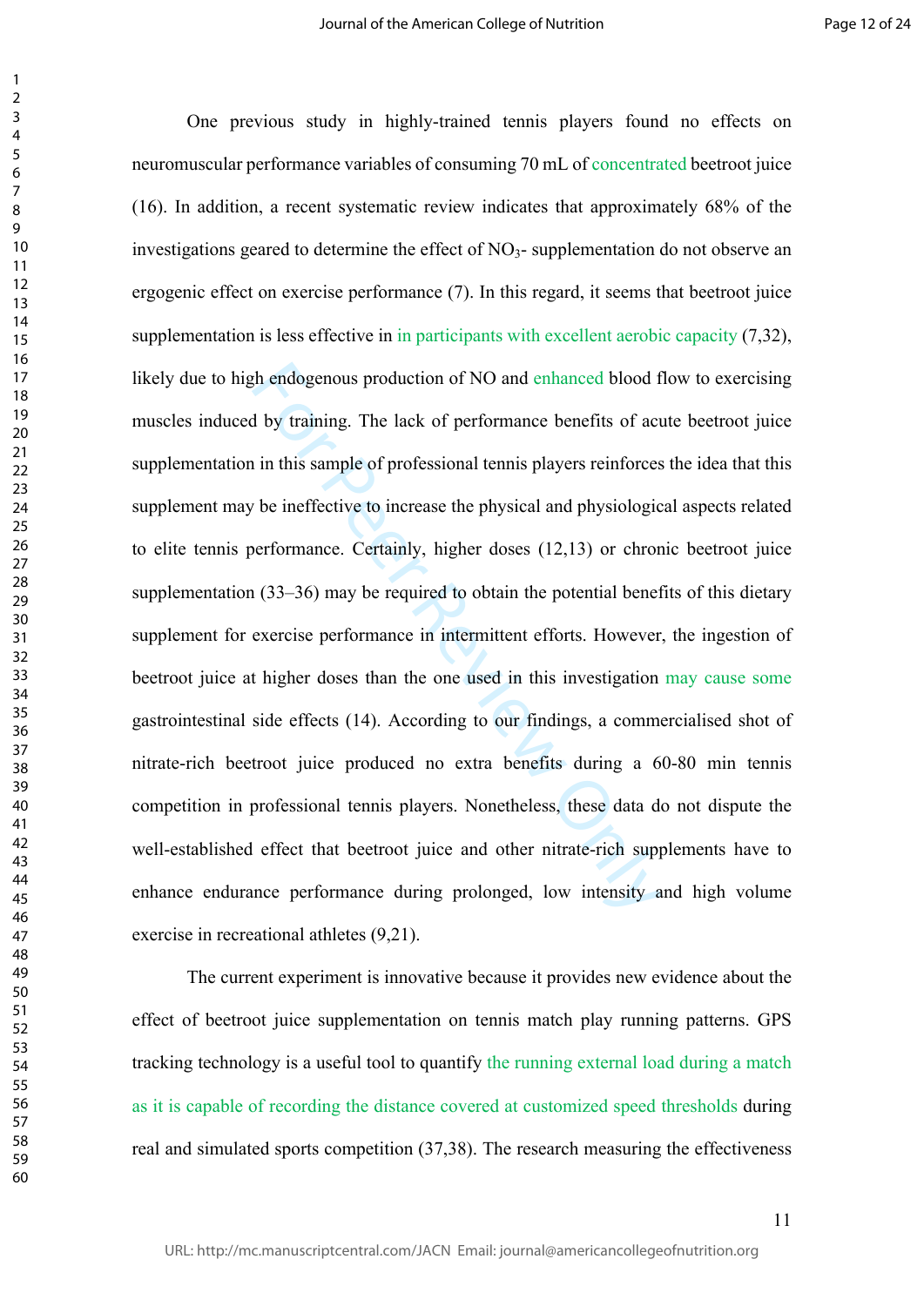One previous study in highly-trained tennis players found no effects on neuromuscular performance variables of consuming 70 mL of concentrated beetroot juice (16). In addition, a recent systematic review indicates that approximately 68% of the investigations geared to determine the effect of $NO_3$- supplementation do not observe an ergogenic effect on exercise performance (7). In this regard, it seems that beetroot juice supplementation is less effective in in participants with excellent aerobic capacity (7,32), likely due to high endogenous production of NO and enhanced blood flow to exercising muscles induced by training. The lack of performance benefits of acute beetroot juice supplementation in this sample of professional tennis players reinforces the idea that this supplement may be ineffective to increase the physical and physiological aspects related to elite tennis performance. Certainly, higher doses (12,13) or chronic beetroot juice supplementation (33–36) may be required to obtain the potential benefits of this dietary supplement for exercise performance in intermittent efforts. However, the ingestion of beetroot juice at higher doses than the one used in this investigation may cause some gastrointestinal side effects (14). According to our findings, a commercialised shot of nitrate-rich beetroot juice produced no extra benefits during a 60-80 min tennis competition in professional tennis players. Nonetheless, these data do not dispute the well-established effect that beetroot juice and other nitrate-rich supplements have to enhance endurance performance during prolonged, low intensity and high volume exercise in recreational athletes (9,21).

The current experiment is innovative because it provides new evidence about the effect of beetroot juice supplementation on tennis match play running patterns. GPS tracking technology is a useful tool to quantify the running external load during a match as it is capable of recording the distance covered at customized speed thresholds during real and simulated sports competition (37,38). The research measuring the effectiveness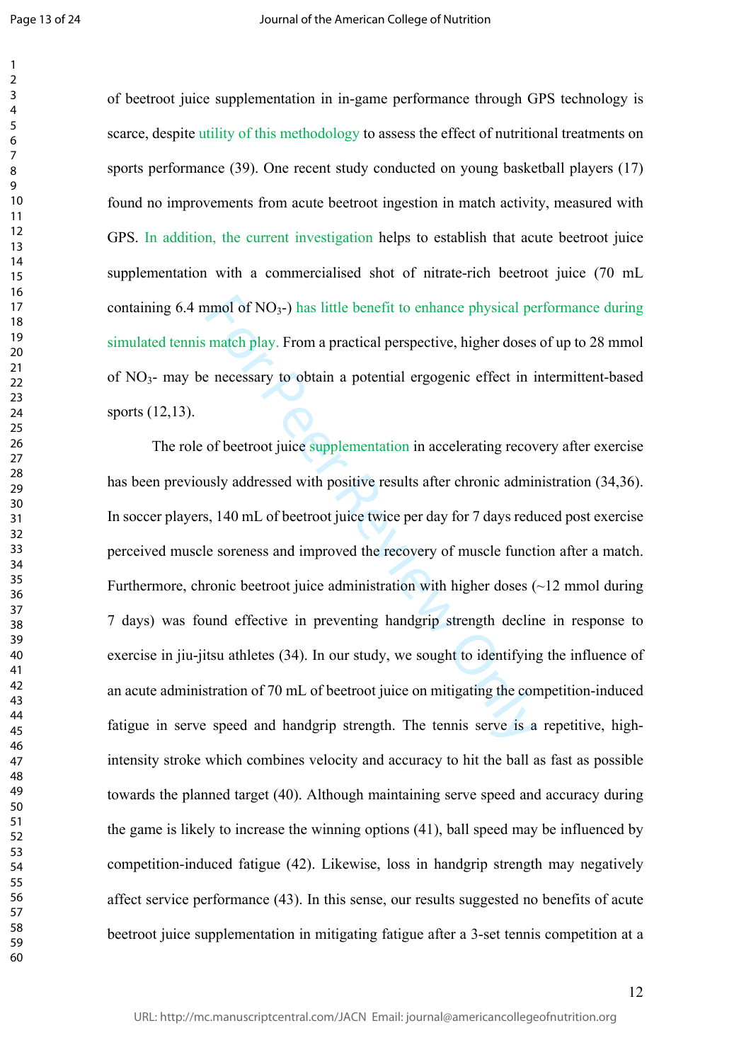of beetroot juice supplementation in in-game performance through GPS technology is scarce, despite utility of this methodology to assess the effect of nutritional treatments on sports performance (39). One recent study conducted on young basketball players (17) found no improvements from acute beetroot ingestion in match activity, measured with GPS. In addition, the current investigation helps to establish that acute beetroot juice supplementation with a commercialised shot of nitrate-rich beetroot juice (70 mL containing 6.4 mmol of $NO_3$-) has little benefit to enhance physical performance during simulated tennis match play. From a practical perspective, higher doses of up to 28 mmol of $NO_3$- may be necessary to obtain a potential ergogenic effect in intermittent-based sports (12,13).

The role of beetroot juice supplementation in accelerating recovery after exercise has been previously addressed with positive results after chronic administration (34,36). In soccer players, 140 mL of beetroot juice twice per day for 7 days reduced post exercise perceived muscle soreness and improved the recovery of muscle function after a match. Furthermore, chronic beetroot juice administration with higher doses (~12 mmol during 7 days) was found effective in preventing handgrip strength decline in response to exercise in jiu-jitsu athletes (34). In our study, we sought to identifying the influence of an acute administration of 70 mL of beetroot juice on mitigating the competition-induced fatigue in serve speed and handgrip strength. The tennis serve is a repetitive, high-intensity stroke which combines velocity and accuracy to hit the ball as fast as possible towards the planned target (40). Although maintaining serve speed and accuracy during the game is likely to increase the winning options (41), ball speed may be influenced by competition-induced fatigue (42). Likewise, loss in handgrip strength may negatively affect service performance (43). In this sense, our results suggested no benefits of acute beetroot juice supplementation in mitigating fatigue after a 3-set tennis competition at a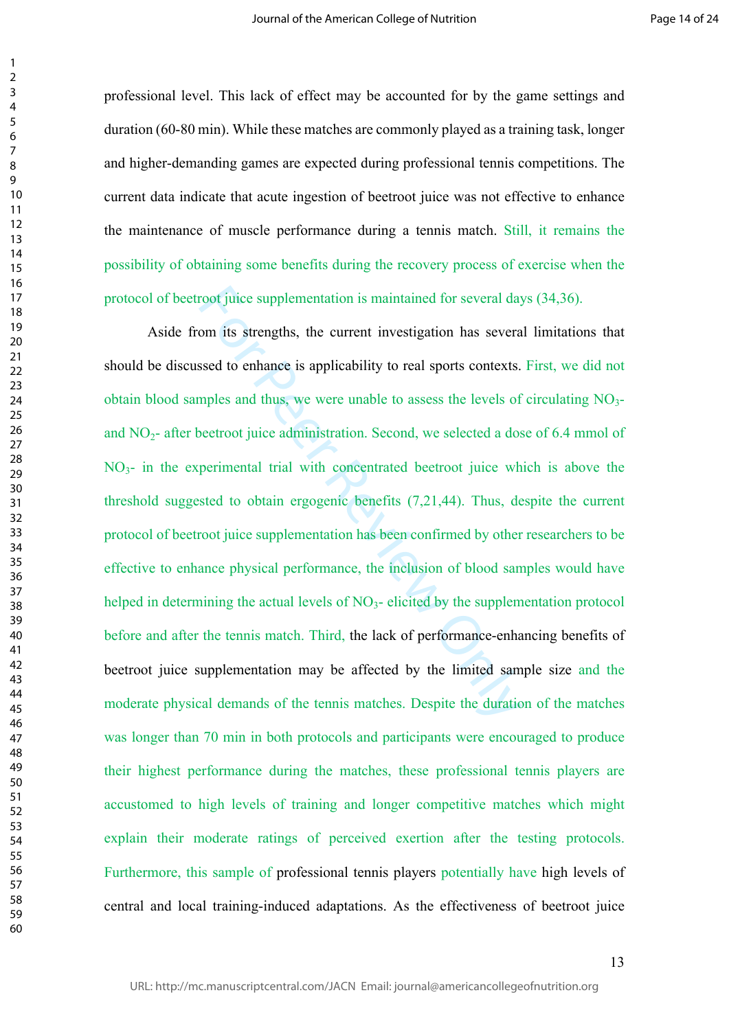professional level. This lack of effect may be accounted for by the game settings and duration (60-80 min). While these matches are commonly played as a training task, longer and higher-demanding games are expected during professional tennis competitions. The current data indicate that acute ingestion of beetroot juice was not effective to enhance the maintenance of muscle performance during a tennis match. Still, it remains the possibility of obtaining some benefits during the recovery process of exercise when the protocol of beetroot juice supplementation is maintained for several days (34,36).

Aside from its strengths, the current investigation has several limitations that should be discussed to enhance is applicability to real sports contexts. First, we did not obtain blood samples and thus, we were unable to assess the levels of circulating $NO_3$- and $NO_2$- after beetroot juice administration. Second, we selected a dose of 6.4 mmol of $NO_3$- in the experimental trial with concentrated beetroot juice which is above the threshold suggested to obtain ergogenic benefits (7,21,44). Thus, despite the current protocol of beetroot juice supplementation has been confirmed by other researchers to be effective to enhance physical performance, the inclusion of blood samples would have helped in determining the actual levels of $NO_3$- elicited by the supplementation protocol before and after the tennis match. Third, the lack of performance-enhancing benefits of beetroot juice supplementation may be affected by the limited sample size and the moderate physical demands of the tennis matches. Despite the duration of the matches was longer than 70 min in both protocols and participants were encouraged to produce their highest performance during the matches, these professional tennis players are accustomed to high levels of training and longer competitive matches which might explain their moderate ratings of perceived exertion after the testing protocols. Furthermore, this sample of professional tennis players potentially have high levels of central and local training-induced adaptations. As the effectiveness of beetroot juice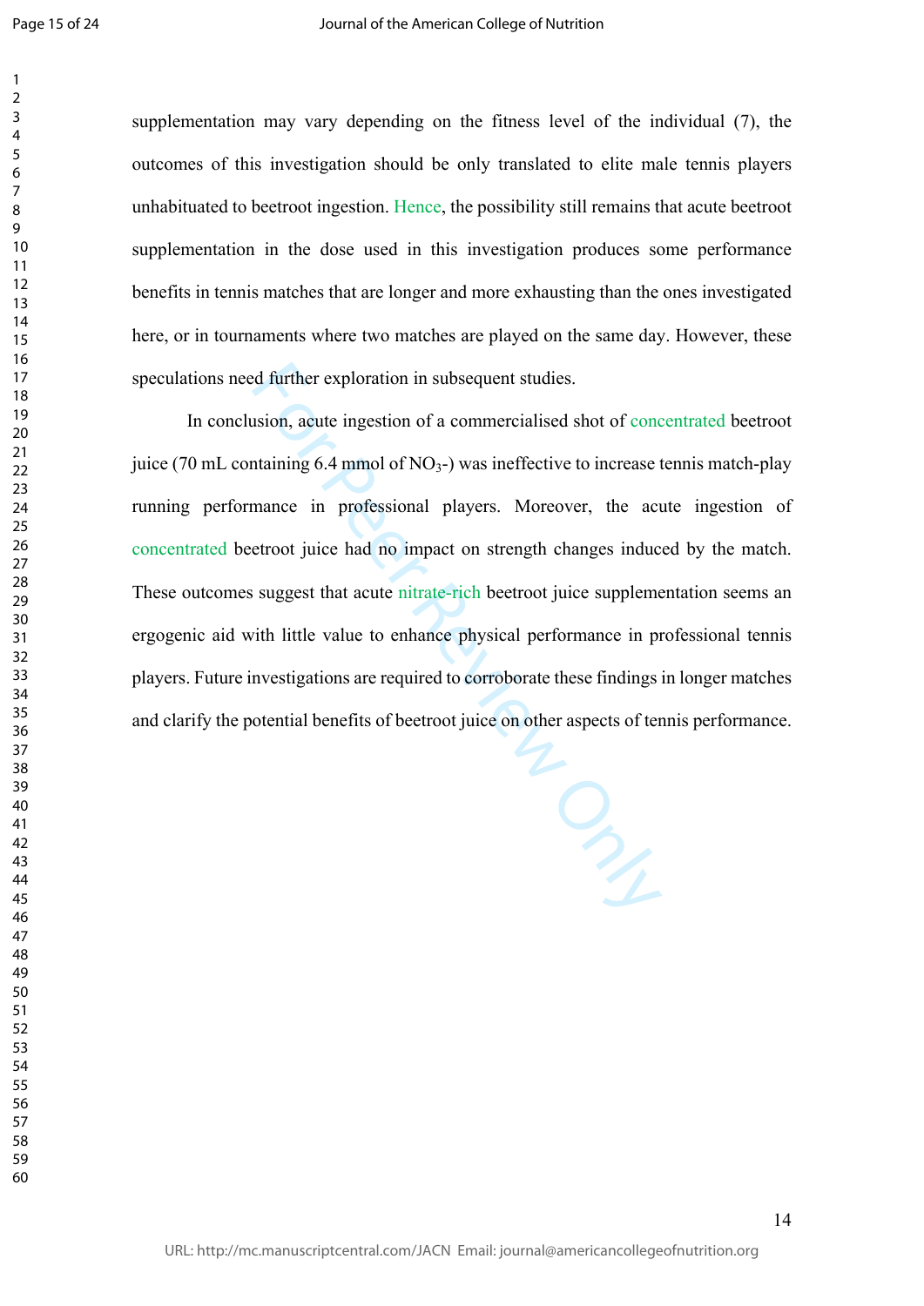supplementation may vary depending on the fitness level of the individual (7), the outcomes of this investigation should be only translated to elite male tennis players unhabituated to beetroot ingestion. Hence, the possibility still remains that acute beetroot supplementation in the dose used in this investigation produces some performance benefits in tennis matches that are longer and more exhausting than the ones investigated here, or in tournaments where two matches are played on the same day. However, these speculations need further exploration in subsequent studies.

In conclusion, acute ingestion of a commercialised shot of concentrated beetroot juice (70 mL containing 6.4 mmol of $NO_3$-) was ineffective to increase tennis match-play running performance in professional players. Moreover, the acute ingestion of concentrated beetroot juice had no impact on strength changes induced by the match. These outcomes suggest that acute nitrate-rich beetroot juice supplementation seems an ergogenic aid with little value to enhance physical performance in professional tennis players. Future investigations are required to corroborate these findings in longer matches and clarify the potential benefits of beetroot juice on other aspects of tennis performance.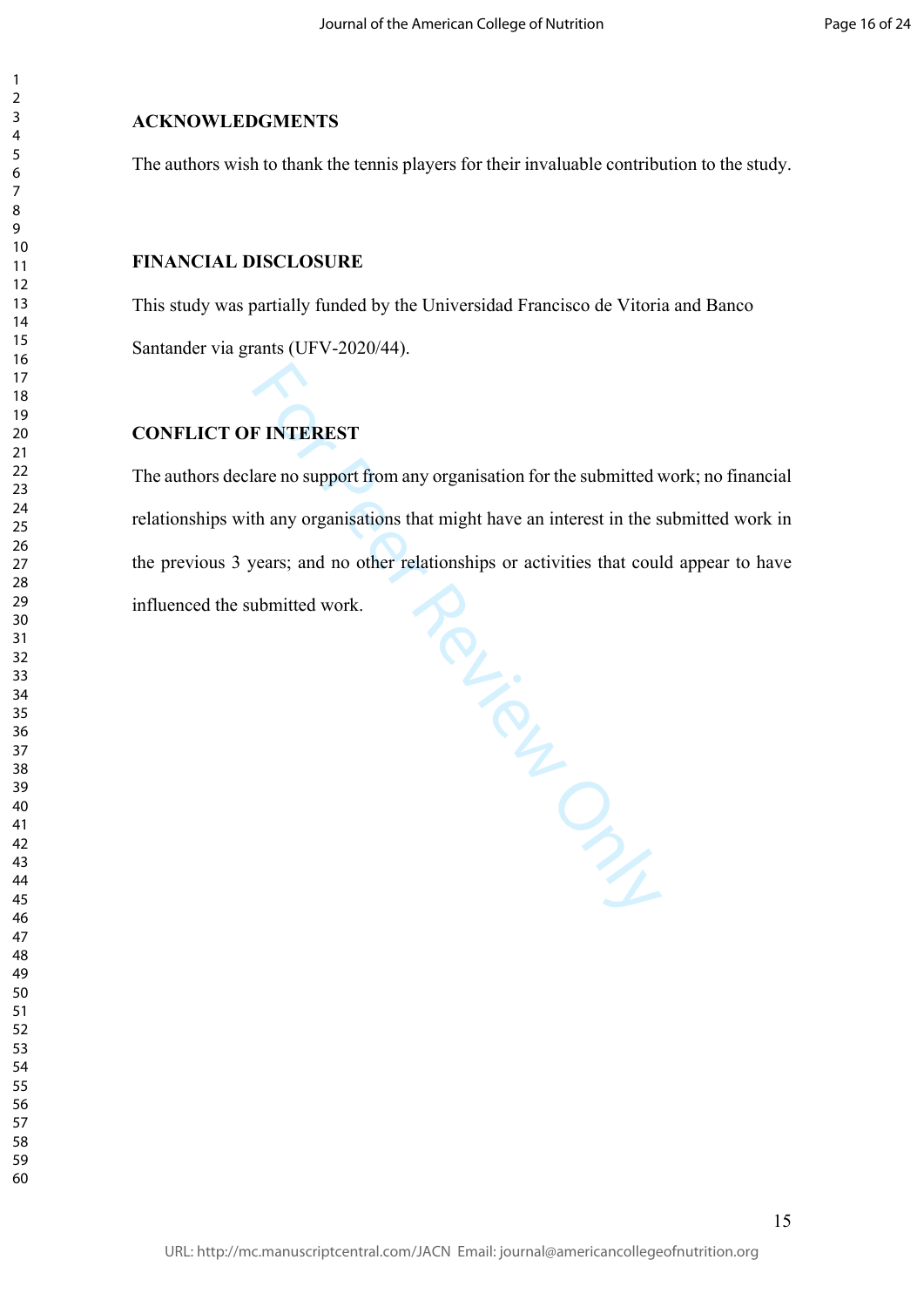## ACKNOWLEDGMENTS

The authors wish to thank the tennis players for their invaluable contribution to the study.

## FINANCIAL DISCLOSURE

This study was partially funded by the Universidad Francisco de Vitoria and Banco Santander via grants (UFV-2020/44).

## CONFLICT OF INTEREST

The authors declare no support from any organisation for the submitted work; no financial relationships with any organisations that might have an interest in the submitted work in the previous 3 years; and no other relationships or activities that could appear to have influenced the submitted work.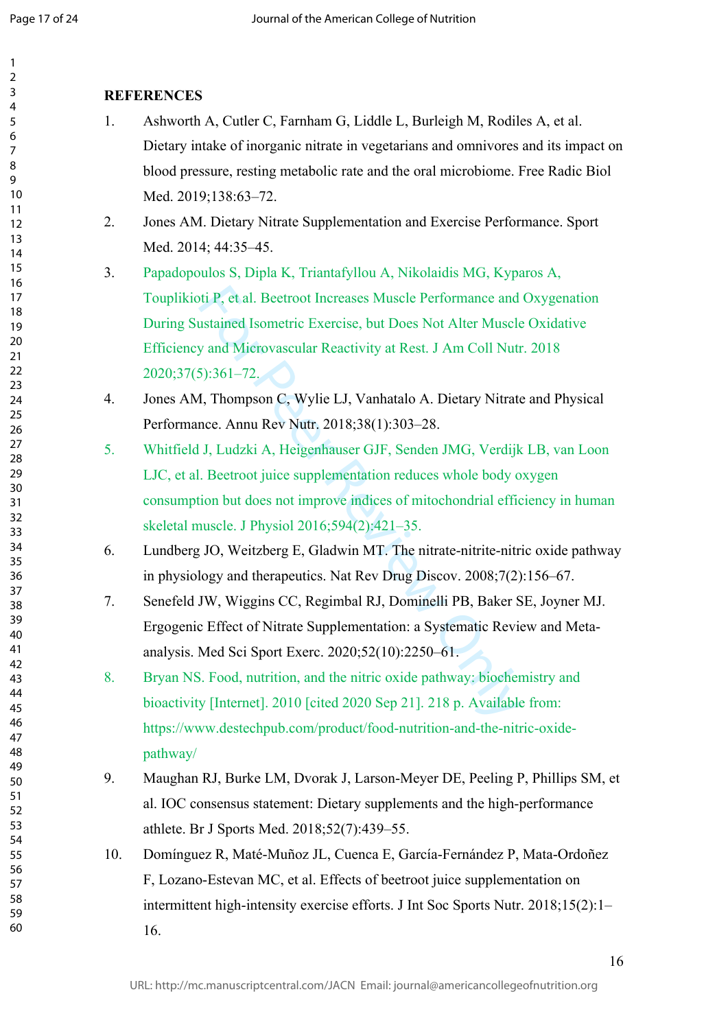## REFERENCES

1. Ashworth A, Cutler C, Farnham G, Liddle L, Burleigh M, Rodiles A, et al. Dietary intake of inorganic nitrate in vegetarians and omnivores and its impact on blood pressure, resting metabolic rate and the oral microbiome. Free Radic Biol Med. 2019;138:63–72.
2. Jones AM. Dietary Nitrate Supplementation and Exercise Performance. Sport Med. 2014; 44:35–45.
3. Papadopoulos S, Dipla K, Triantafyllou A, Nikolaidis MG, Kyparos A, Touplikioti P, et al. Beetroot Increases Muscle Performance and Oxygenation During Sustained Isometric Exercise, but Does Not Alter Muscle Oxidative Efficiency and Microvascular Reactivity at Rest. J Am Coll Nutr. 2018 2020;37(5):361–72.
4. Jones AM, Thompson C, Wylie LJ, Vanhatalo A. Dietary Nitrate and Physical Performance. Annu Rev Nutr. 2018;38(1):303–28.
5. Whitfield J, Ludzki A, Heigenhauser GJF, Senden JMG, Verdijk LB, van Loon LJC, et al. Beetroot juice supplementation reduces whole body oxygen consumption but does not improve indices of mitochondrial efficiency in human skeletal muscle. J Physiol 2016;594(2):421–35.
6. Lundberg JO, Weitzberg E, Gladwin MT. The nitrate-nitrite-nitric oxide pathway in physiology and therapeutics. Nat Rev Drug Discov. 2008;7(2):156–67.
7. Senefeld JW, Wiggins CC, Regimbal RJ, Dominelli PB, Baker SE, Joyner MJ. Ergogenic Effect of Nitrate Supplementation: a Systematic Review and Meta-analysis. Med Sci Sport Exerc. 2020;52(10):2250–61.
8. Bryan NS. Food, nutrition, and the nitric oxide pathway: biochemistry and bioactivity [Internet]. 2010 [cited 2020 Sep 21]. 218 p. Available from: https://www.destechpub.com/product/food-nutrition-and-the-nitric-oxide-pathway/
9. Maughan RJ, Burke LM, Dvorak J, Larson-Meyer DE, Peeling P, Phillips SM, et al. IOC consensus statement: Dietary supplements and the high-performance athlete. Br J Sports Med. 2018;52(7):439–55.
10. Domínguez R, Maté-Muñoz JL, Cuenca E, García-Fernández P, Mata-Ordoñez F, Lozano-Estevan MC, et al. Effects of beetroot juice supplementation on intermittent high-intensity exercise efforts. J Int Soc Sports Nutr. 2018;15(2):1–16.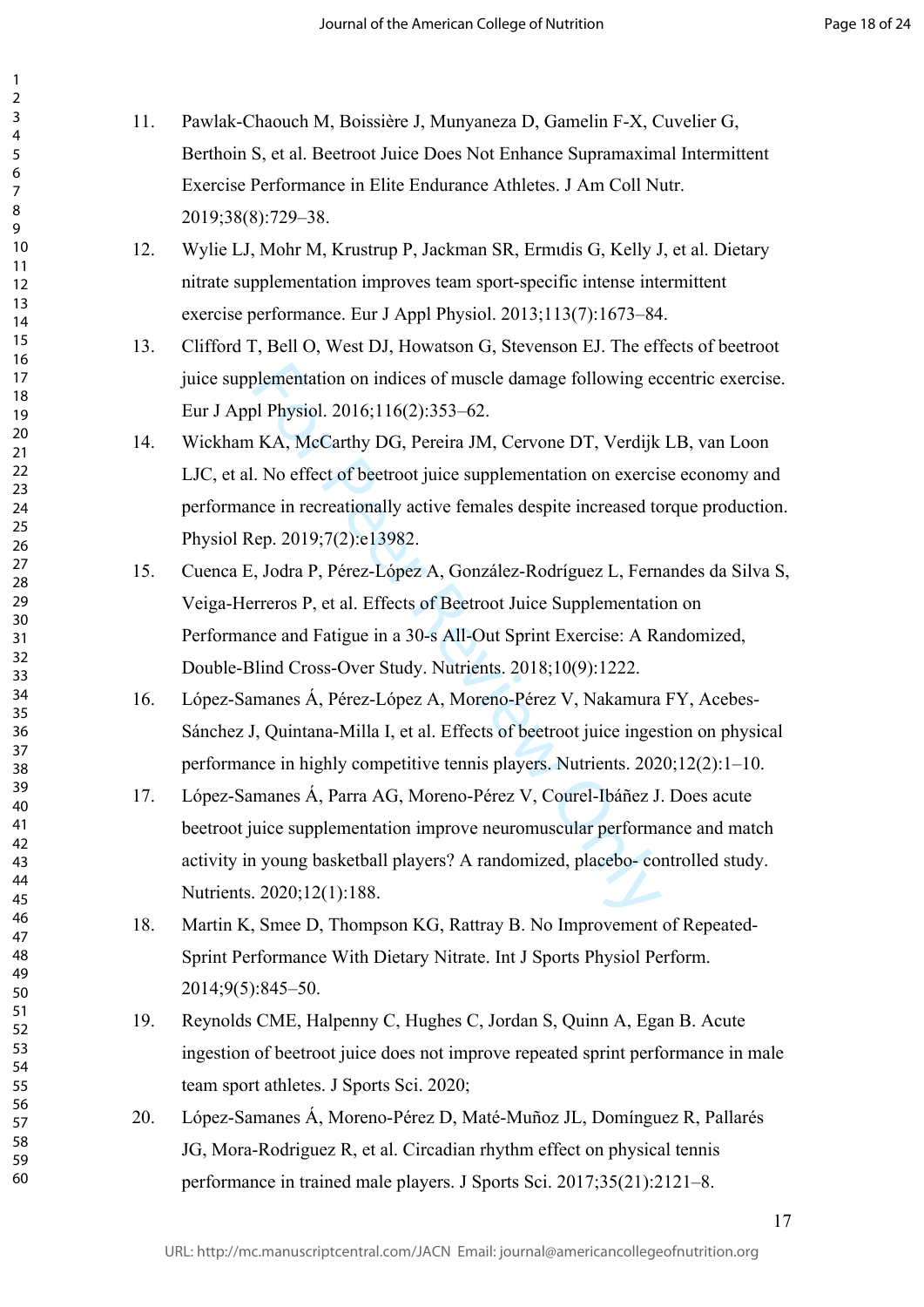11. Pawlak-Chaouch M, Boissière J, Munyaneza D, Gamelin F-X, Cuvelier G, Berthoin S, et al. Beetroot Juice Does Not Enhance Supramaximal Intermittent Exercise Performance in Elite Endurance Athletes. J Am Coll Nutr. 2019;38(8):729–38.
12. Wylie LJ, Mohr M, Krustrup P, Jackman SR, Ermιdis G, Kelly J, et al. Dietary nitrate supplementation improves team sport-specific intense intermittent exercise performance. Eur J Appl Physiol. 2013;113(7):1673–84.
13. Clifford T, Bell O, West DJ, Howatson G, Stevenson EJ. The effects of beetroot juice supplementation on indices of muscle damage following eccentric exercise. Eur J Appl Physiol. 2016;116(2):353–62.
14. Wickham KA, McCarthy DG, Pereira JM, Cervone DT, Verdijk LB, van Loon LJC, et al. No effect of beetroot juice supplementation on exercise economy and performance in recreationally active females despite increased torque production. Physiol Rep. 2019;7(2):e13982.
15. Cuenca E, Jodra P, Pérez-López A, González-Rodríguez L, Fernandes da Silva S, Veiga-Herreros P, et al. Effects of Beetroot Juice Supplementation on Performance and Fatigue in a 30-s All-Out Sprint Exercise: A Randomized, Double-Blind Cross-Over Study. Nutrients. 2018;10(9):1222.
16. López-Samanes Á, Pérez-López A, Moreno-Pérez V, Nakamura FY, Acebes-Sánchez J, Quintana-Milla I, et al. Effects of beetroot juice ingestion on physical performance in highly competitive tennis players. Nutrients. 2020;12(2):1–10.
17. López-Samanes Á, Parra AG, Moreno-Pérez V, Courel-Ibáñez J. Does acute beetroot juice supplementation improve neuromuscular performance and match activity in young basketball players? A randomized, placebo- controlled study. Nutrients. 2020;12(1):188.
18. Martin K, Smee D, Thompson KG, Rattray B. No Improvement of Repeated-Sprint Performance With Dietary Nitrate. Int J Sports Physiol Perform. 2014;9(5):845–50.
19. Reynolds CME, Halpenny C, Hughes C, Jordan S, Quinn A, Egan B. Acute ingestion of beetroot juice does not improve repeated sprint performance in male team sport athletes. J Sports Sci. 2020;
20. López-Samanes Á, Moreno-Pérez D, Maté-Muñoz JL, Domínguez R, Pallarés JG, Mora-Rodriguez R, et al. Circadian rhythm effect on physical tennis performance in trained male players. J Sports Sci. 2017;35(21):2121–8.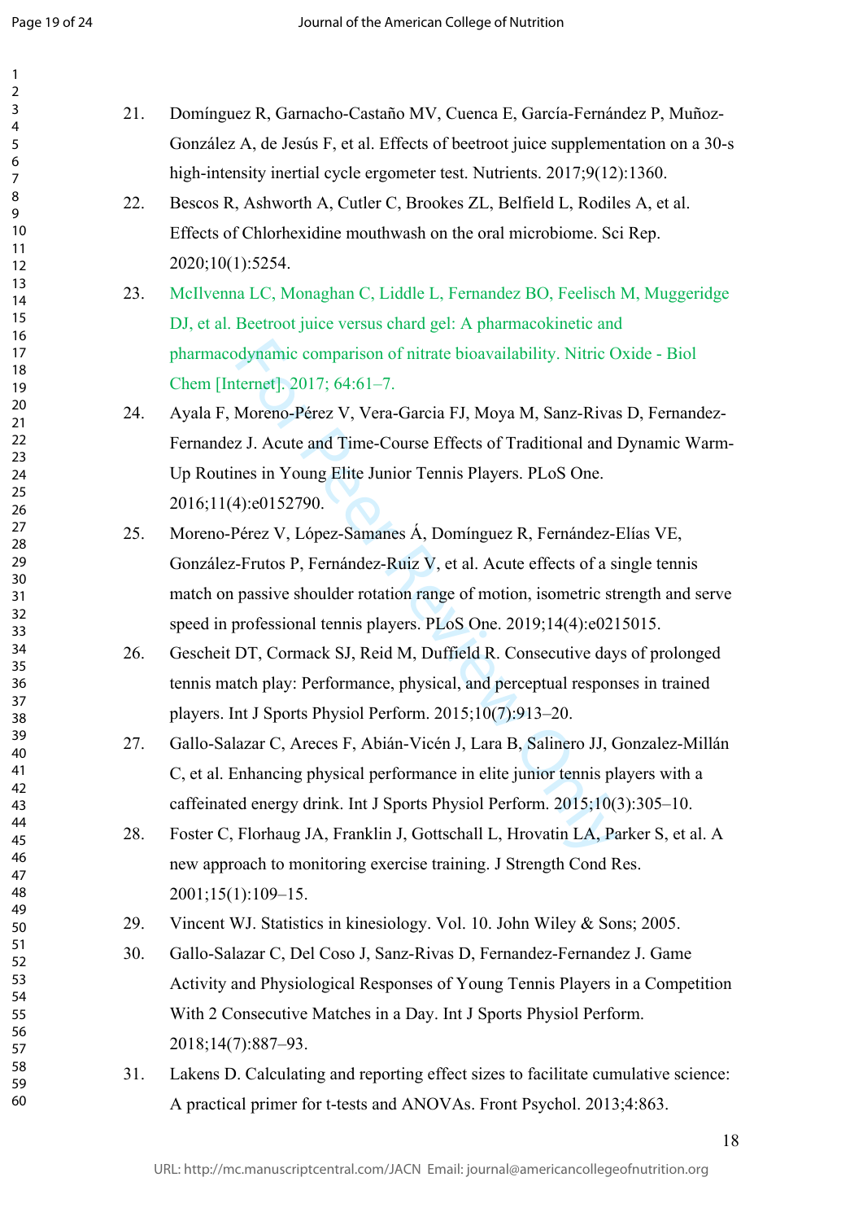21. Domínguez R, Garnacho-Castaño MV, Cuenca E, García-Fernández P, Muñoz-González A, de Jesús F, et al. Effects of beetroot juice supplementation on a 30-s high-intensity inertial cycle ergometer test. Nutrients. 2017;9(12):1360.
22. Bescos R, Ashworth A, Cutler C, Brookes ZL, Belfield L, Rodiles A, et al. Effects of Chlorhexidine mouthwash on the oral microbiome. Sci Rep. 2020;10(1):5254.
23. McIlvenna LC, Monaghan C, Liddle L, Fernandez BO, Feelisch M, Muggeridge DJ, et al. Beetroot juice versus chard gel: A pharmacokinetic and pharmacodynamic comparison of nitrate bioavailability. Nitric Oxide - Biol Chem [Internet]. 2017; 64:61–7.
24. Ayala F, Moreno-Pérez V, Vera-Garcia FJ, Moya M, Sanz-Rivas D, Fernandez-Fernandez J. Acute and Time-Course Effects of Traditional and Dynamic Warm-Up Routines in Young Elite Junior Tennis Players. PLoS One. 2016;11(4):e0152790.
25. Moreno-Pérez V, López-Samanes Á, Domínguez R, Fernández-Elías VE, González-Frutos P, Fernández-Ruiz V, et al. Acute effects of a single tennis match on passive shoulder rotation range of motion, isometric strength and serve speed in professional tennis players. PLoS One. 2019;14(4):e0215015.
26. Gescheit DT, Cormack SJ, Reid M, Duffield R. Consecutive days of prolonged tennis match play: Performance, physical, and perceptual responses in trained players. Int J Sports Physiol Perform. 2015;10(7):913–20.
27. Gallo-Salazar C, Areces F, Abián-Vicén J, Lara B, Salinero JJ, Gonzalez-Millán C, et al. Enhancing physical performance in elite junior tennis players with a caffeinated energy drink. Int J Sports Physiol Perform. 2015;10(3):305–10.
28. Foster C, Florhaug JA, Franklin J, Gottschall L, Hrovatin LA, Parker S, et al. A new approach to monitoring exercise training. J Strength Cond Res. 2001;15(1):109–15.
29. Vincent WJ. Statistics in kinesiology. Vol. 10. John Wiley & Sons; 2005.
30. Gallo-Salazar C, Del Coso J, Sanz-Rivas D, Fernandez-Fernandez J. Game Activity and Physiological Responses of Young Tennis Players in a Competition With 2 Consecutive Matches in a Day. Int J Sports Physiol Perform. 2018;14(7):887–93.
31. Lakens D. Calculating and reporting effect sizes to facilitate cumulative science: A practical primer for t-tests and ANOVAs. Front Psychol. 2013;4:863.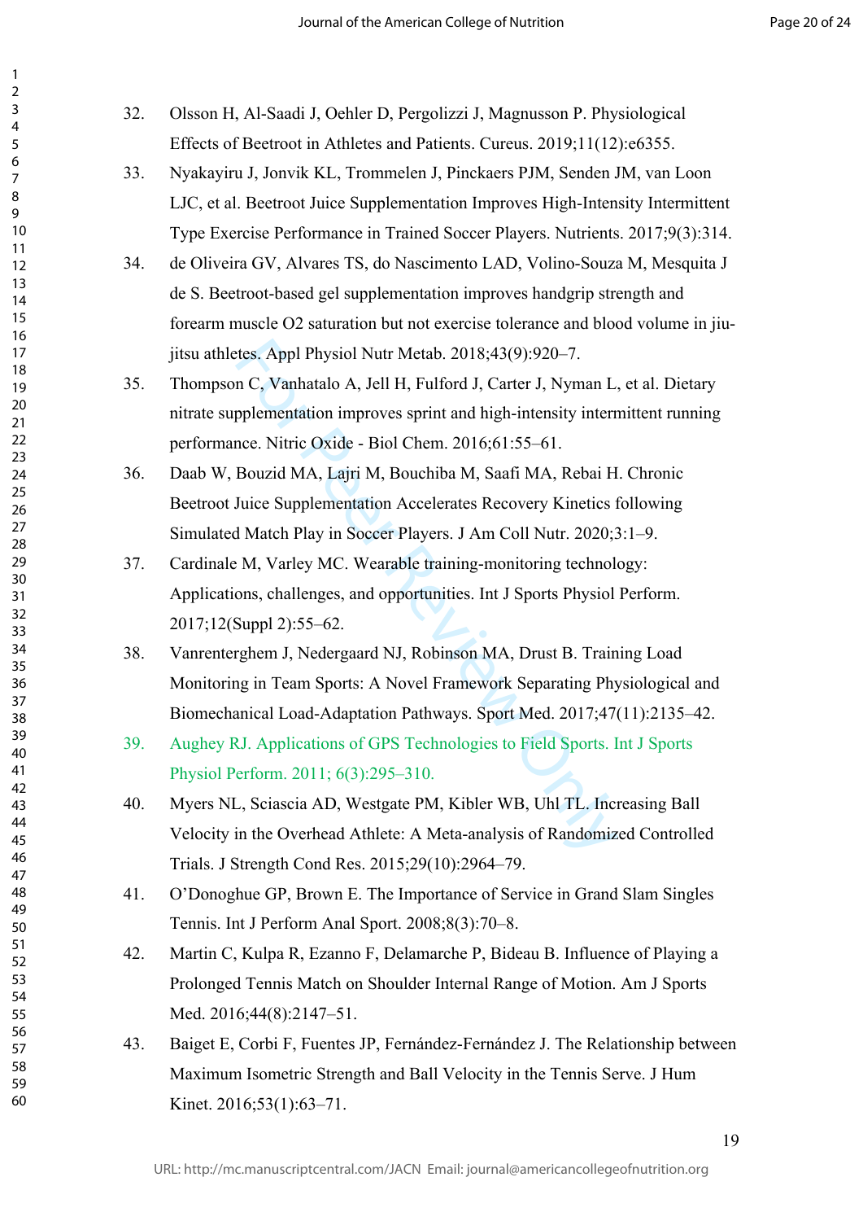32. Olsson H, Al-Saadi J, Oehler D, Pergolizzi J, Magnusson P. Physiological Effects of Beetroot in Athletes and Patients. Cureus. 2019;11(12):e6355.
33. Nyakayiru J, Jonvik KL, Trommelen J, Pinckaers PJM, Senden JM, van Loon LJC, et al. Beetroot Juice Supplementation Improves High-Intensity Intermittent Type Exercise Performance in Trained Soccer Players. Nutrients. 2017;9(3):314.
34. de Oliveira GV, Alvares TS, do Nascimento LAD, Volino-Souza M, Mesquita J de S. Beetroot-based gel supplementation improves handgrip strength and forearm muscle O2 saturation but not exercise tolerance and blood volume in jiu-jitsu athletes. Appl Physiol Nutr Metab. 2018;43(9):920–7.
35. Thompson C, Vanhatalo A, Jell H, Fulford J, Carter J, Nyman L, et al. Dietary nitrate supplementation improves sprint and high-intensity intermittent running performance. Nitric Oxide - Biol Chem. 2016;61:55–61.
36. Daab W, Bouzid MA, Lajri M, Bouchiba M, Saafi MA, Rebai H. Chronic Beetroot Juice Supplementation Accelerates Recovery Kinetics following Simulated Match Play in Soccer Players. J Am Coll Nutr. 2020;3:1–9.
37. Cardinale M, Varley MC. Wearable training-monitoring technology: Applications, challenges, and opportunities. Int J Sports Physiol Perform. 2017;12(Suppl 2):55–62.
38. Vanrenterghem J, Nedergaard NJ, Robinson MA, Drust B. Training Load Monitoring in Team Sports: A Novel Framework Separating Physiological and Biomechanical Load-Adaptation Pathways. Sport Med. 2017;47(11):2135–42.
39. Aughey RJ. Applications of GPS Technologies to Field Sports. Int J Sports Physiol Perform. 2011; 6(3):295–310.
40. Myers NL, Sciascia AD, Westgate PM, Kibler WB, Uhl TL. Increasing Ball Velocity in the Overhead Athlete: A Meta-analysis of Randomized Controlled Trials. J Strength Cond Res. 2015;29(10):2964–79.
41. O'Donoghue GP, Brown E. The Importance of Service in Grand Slam Singles Tennis. Int J Perform Anal Sport. 2008;8(3):70–8.
42. Martin C, Kulpa R, Ezanno F, Delamarche P, Bideau B. Influence of Playing a Prolonged Tennis Match on Shoulder Internal Range of Motion. Am J Sports Med. 2016;44(8):2147–51.
43. Baiget E, Corbi F, Fuentes JP, Fernández-Fernández J. The Relationship between Maximum Isometric Strength and Ball Velocity in the Tennis Serve. J Hum Kinet. 2016;53(1):63–71.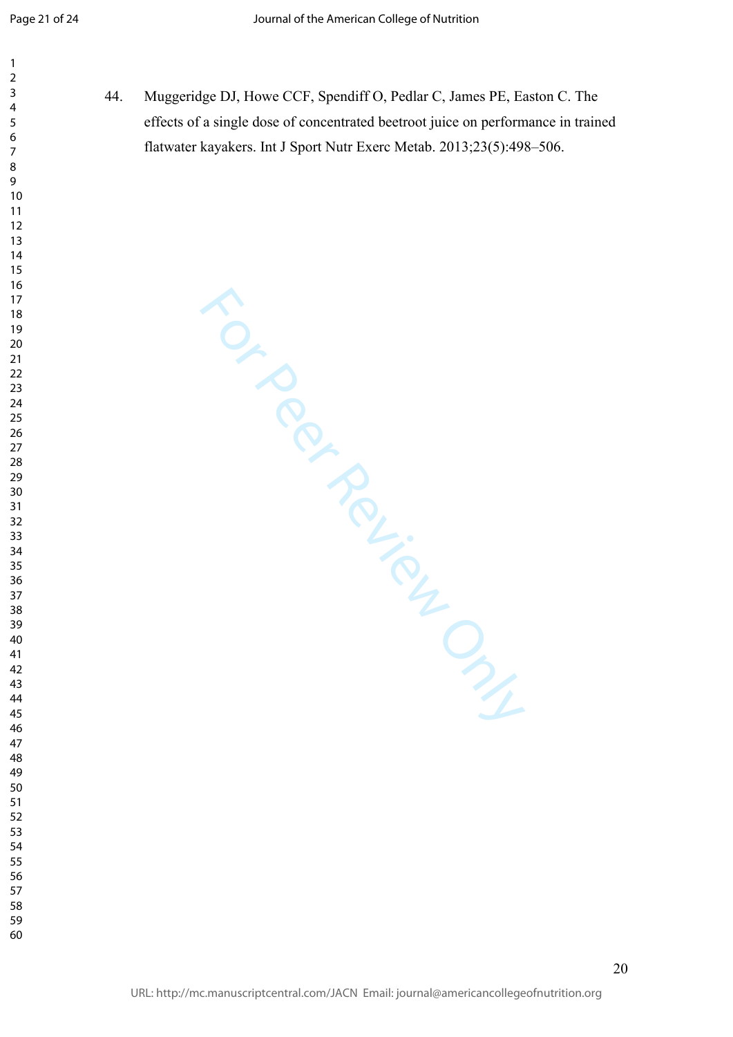44. Muggeridge DJ, Howe CCF, Spendiff O, Pedlar C, James PE, Easton C. The effects of a single dose of concentrated beetroot juice on performance in trained flatwater kayakers. Int J Sport Nutr Exerc Metab. 2013;23(5):498–506.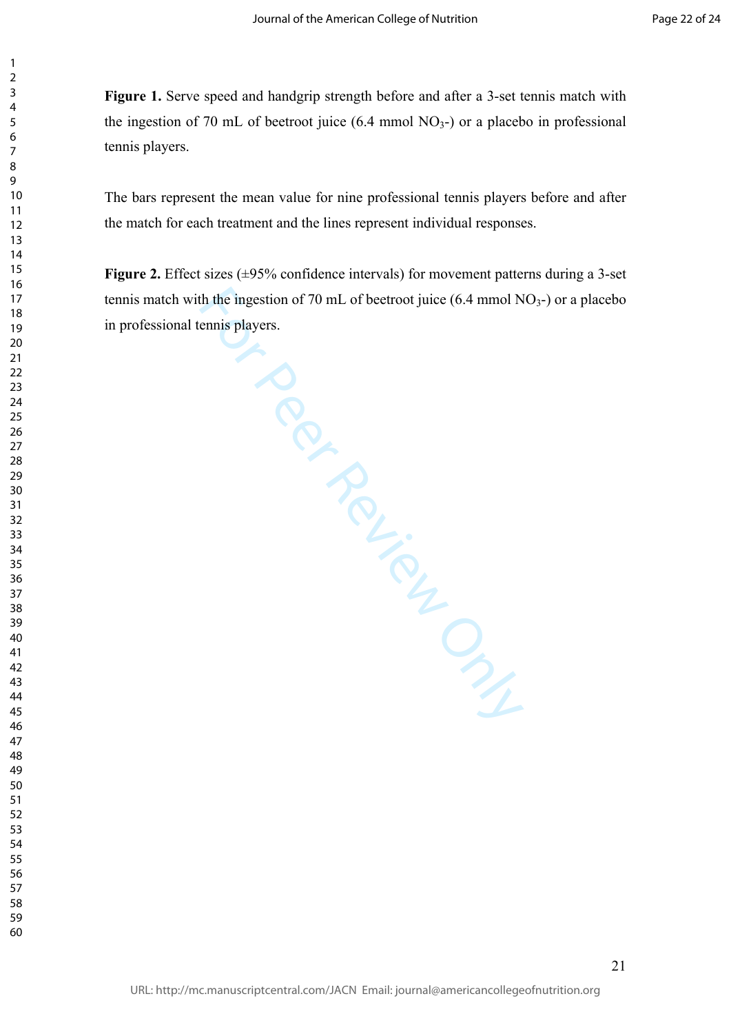**Figure 1.** Serve speed and handgrip strength before and after a 3-set tennis match with the ingestion of 70 mL of beetroot juice (6.4 mmol $NO_3$-) or a placebo in professional tennis players.

The bars represent the mean value for nine professional tennis players before and after the match for each treatment and the lines represent individual responses.

**Figure 2.** Effect sizes (±95% confidence intervals) for movement patterns during a 3-set tennis match with the ingestion of 70 mL of beetroot juice (6.4 mmol $NO_3$-) or a placebo in professional tennis players.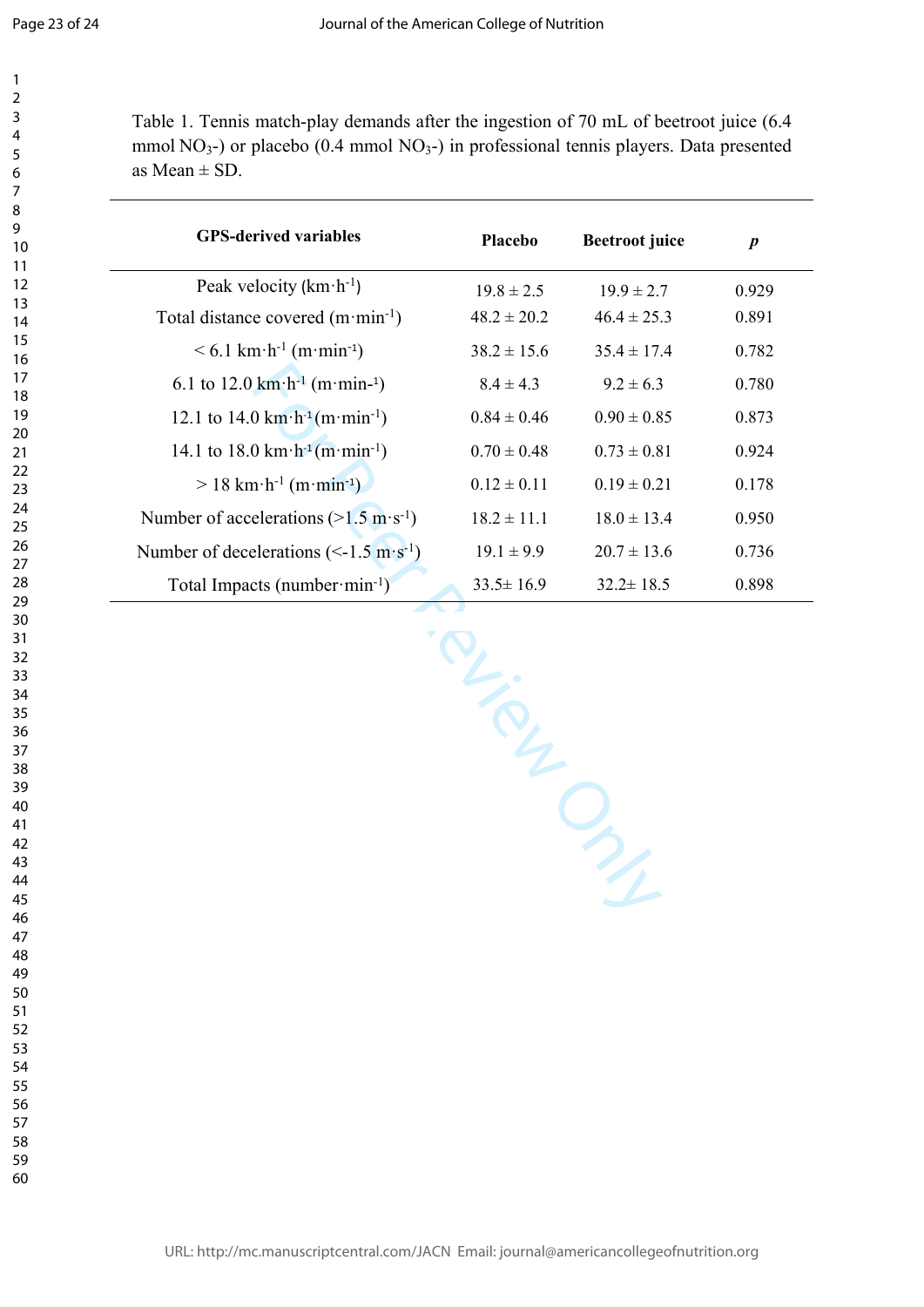Table 1. Tennis match-play demands after the ingestion of 70 mL of beetroot juice (6.4 mmol $NO_3$-) or placebo (0.4 mmol $NO_3$-) in professional tennis players. Data presented as Mean ± SD.

| GPS-derived variables | Placebo | Beetroot juice | *p* |
|---|---|---|---|
| Peak velocity ($km \cdot h^{-1}$) | 19.8 ± 2.5 | 19.9 ± 2.7 | 0.929 |
| Total distance covered ($m \cdot min^{-1}$) | 48.2 ± 20.2 | 46.4 ± 25.3 | 0.891 |
| < 6.1 $km \cdot h^{-1}$ ($m \cdot min^{-1}$) | 38.2 ± 15.6 | 35.4 ± 17.4 | 0.782 |
| 6.1 to 12.0 $km \cdot h^{-1}$ ($m \cdot min^{-1}$) | 8.4 ± 4.3 | 9.2 ± 6.3 | 0.780 |
| 12.1 to 14.0 $km \cdot h^{-1}$ ($m \cdot min^{-1}$) | 0.84 ± 0.46 | 0.90 ± 0.85 | 0.873 |
| 14.1 to 18.0 $km \cdot h^{-1}$ ($m \cdot min^{-1}$) | 0.70 ± 0.48 | 0.73 ± 0.81 | 0.924 |
| > 18 $km \cdot h^{-1}$ ($m \cdot min^{-1}$) | 0.12 ± 0.11 | 0.19 ± 0.21 | 0.178 |
| Number of accelerations (>1.5 $m \cdot s^{-1}$) | 18.2 ± 11.1 | 18.0 ± 13.4 | 0.950 |
| Number of decelerations (<-1.5 $m \cdot s^{-1}$) | 19.1 ± 9.9 | 20.7 ± 13.6 | 0.736 |
| Total Impacts ($number \cdot min^{-1}$) | 33.5± 16.9 | 32.2± 18.5 | 0.898 |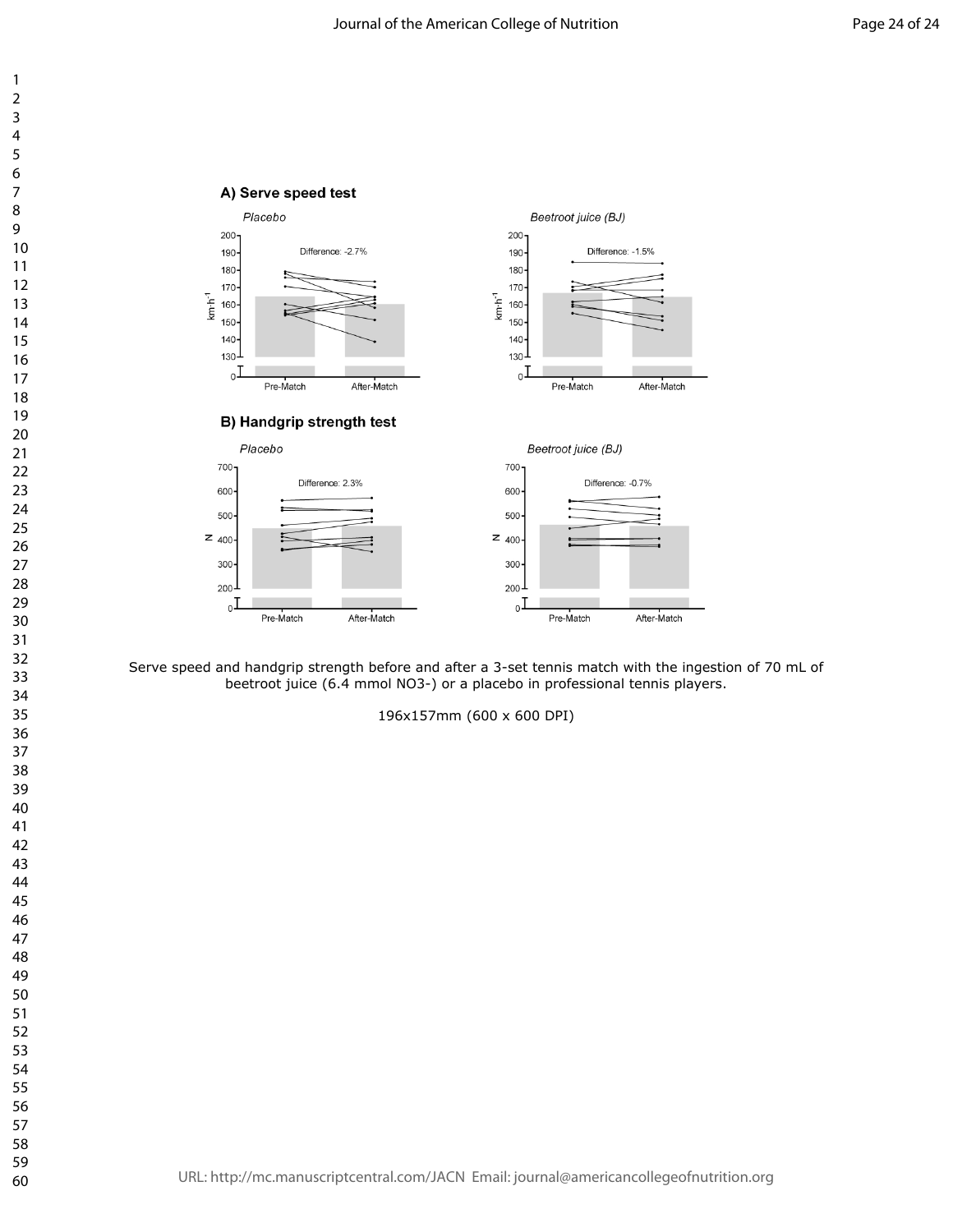A) Serve speed test

B) Handgrip strength test

Serve speed and handgrip strength before and after a 3-set tennis match with the ingestion of 70 mL of beetroot juice (6.4 mmol $NO_3^-$) or a placebo in professional tennis players.

196x157mm (600 x 600 DPI)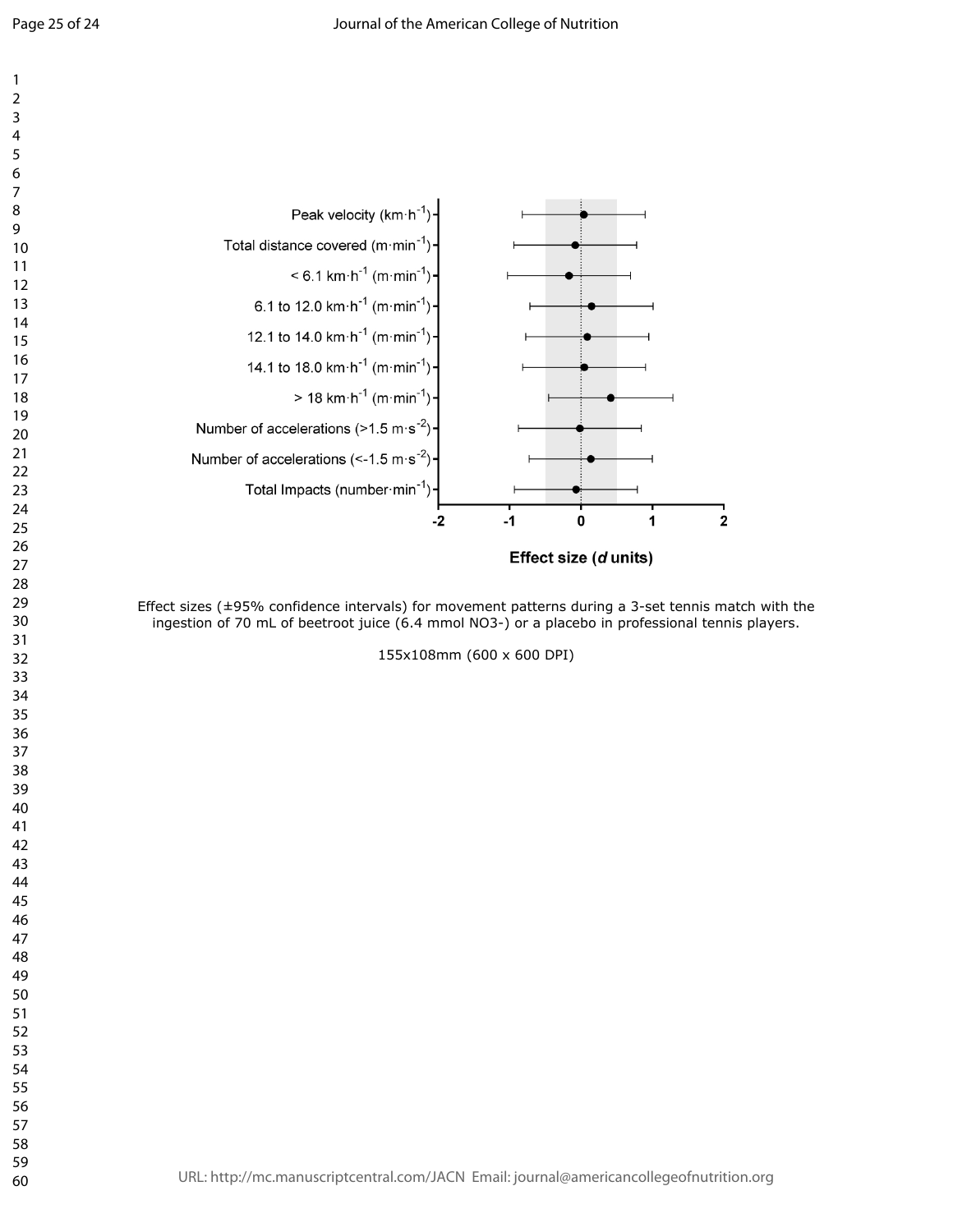Peak velocity ($km \cdot h^{-1}$)

Total distance covered ($m \cdot min^{-1}$)

< 6.1 $km \cdot h^{-1}$ ($m \cdot min^{-1}$)

6.1 to 12.0 $km \cdot h^{-1}$ ($m \cdot min^{-1}$)

12.1 to 14.0 $km \cdot h^{-1}$ ($m \cdot min^{-1}$)

14.1 to 18.0 $km \cdot h^{-1}$ ($m \cdot min^{-1}$)

> 18 $km \cdot h^{-1}$ ($m \cdot min^{-1}$)

Number of accelerations (>1.5 $m \cdot s^{-2}$)

Number of accelerations (<-1.5 $m \cdot s^{-2}$)

Total Impacts ($number \cdot min^{-1}$)

-2 -1 0 1 2

**Effect size (*d* units)**

Effect sizes (±95% confidence intervals) for movement patterns during a 3-set tennis match with the ingestion of 70 mL of beetroot juice (6.4 mmol $NO_3^-$) or a placebo in professional tennis players.

155x108mm (600 x 600 DPI)